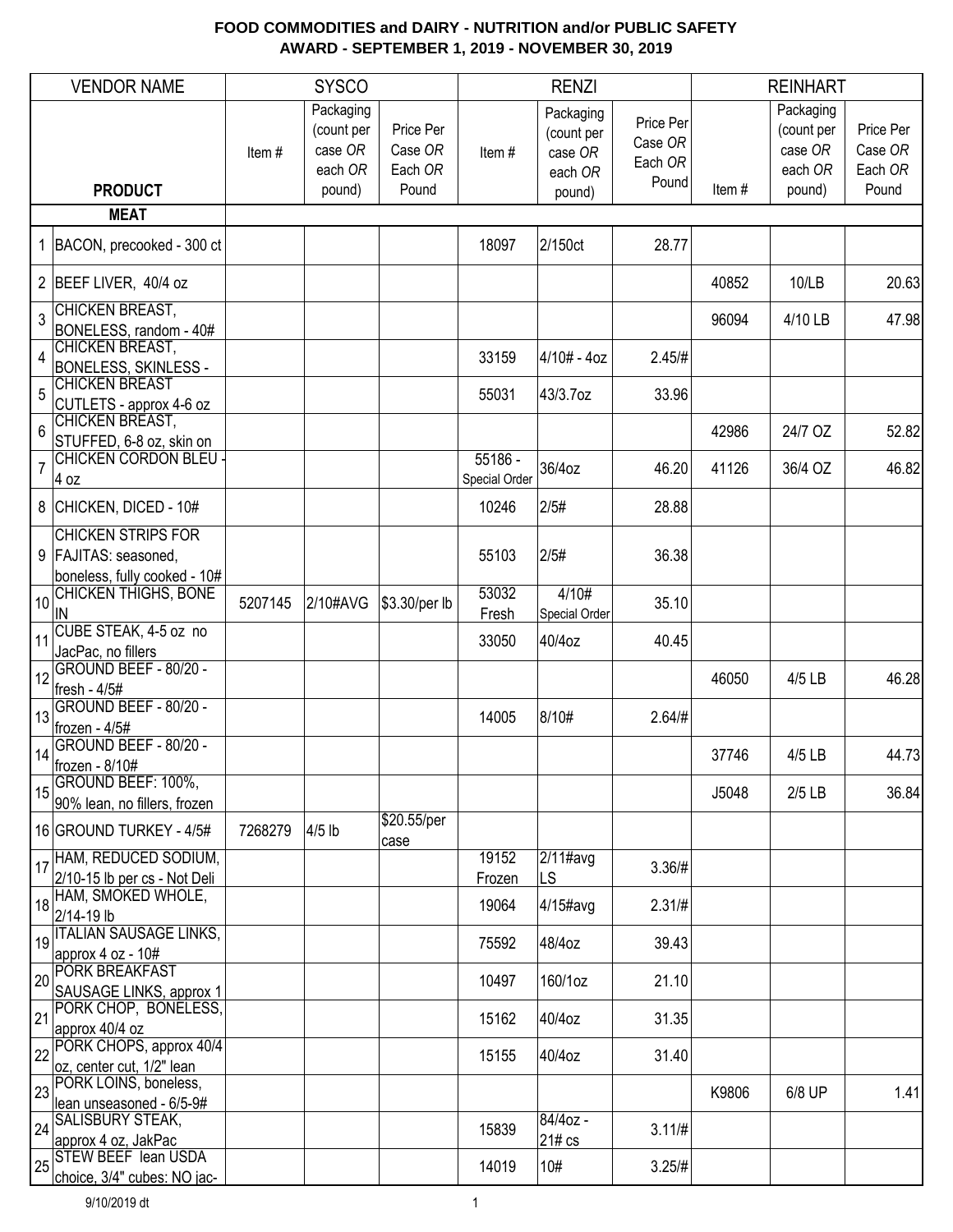# FOOD COMMODITIES and DAIRY - NUTRITION and/or PUBLIC SAFETY
## AWARD - SEPTEMBER 1, 2019 - NOVEMBER 30, 2019

| | VENDOR NAME | SYSCO | | | RENZI | | | REINHART | | |
|---|---|---|---|---|---|---|---|---|---|---|
| | **PRODUCT** | Item # | Packaging (count per case OR each OR pound) | Price Per Case OR Each OR Pound | Item # | Packaging (count per case OR each OR pound) | Price Per Case OR Each OR Pound | Item # | Packaging (count per case OR each OR pound) | Price Per Case OR Each OR Pound |
| | **MEAT** | | | | | | | | | |
| 1 | BACON, precooked - 300 ct | | | | 18097 | 2/150ct | 28.77 | | | |
| 2 | BEEF LIVER, 40/4 oz | | | | | | | 40852 | 10/LB | 20.63 |
| 3 | CHICKEN BREAST, BONELESS, random - 40# | | | | | | | 96094 | 4/10 LB | 47.98 |
| 4 | CHICKEN BREAST, BONELESS, SKINLESS - | | | | 33159 | 4/10# - 4oz | 2.45/# | | | |
| 5 | CHICKEN BREAST CUTLETS - approx 4-6 oz | | | | 55031 | 43/3.7oz | 33.96 | | | |
| 6 | CHICKEN BREAST, STUFFED, 6-8 oz, skin on | | | | | | | 42986 | 24/7 OZ | 52.82 |
| 7 | CHICKEN CORDON BLEU - 4 oz | | | | 55186 - Special Order | 36/4oz | 46.20 | 41126 | 36/4 OZ | 46.82 |
| 8 | CHICKEN, DICED - 10# | | | | 10246 | 2/5# | 28.88 | | | |
| 9 | CHICKEN STRIPS FOR FAJITAS: seasoned, boneless, fully cooked - 10# | | | | 55103 | 2/5# | 36.38 | | | |
| 10 | CHICKEN THIGHS, BONE IN | 5207145 | 2/10#AVG | $3.30/per lb | 53032 Fresh | 4/10# Special Order | 35.10 | | | |
| 11 | CUBE STEAK, 4-5 oz no JacPac, no fillers | | | | 33050 | 40/4oz | 40.45 | | | |
| 12 | GROUND BEEF - 80/20 - fresh - 4/5# | | | | | | | 46050 | 4/5 LB | 46.28 |
| 13 | GROUND BEEF - 80/20 - frozen - 4/5# | | | | 14005 | 8/10# | 2.64/# | | | |
| 14 | GROUND BEEF - 80/20 - frozen - 8/10# | | | | | | | 37746 | 4/5 LB | 44.73 |
| 15 | GROUND BEEF: 100%, 90% lean, no fillers, frozen | | | | | | | J5048 | 2/5 LB | 36.84 |
| 16 | GROUND TURKEY - 4/5# | 7268279 | 4/5 lb | $20.55/per case | | | | | | |
| 17 | HAM, REDUCED SODIUM, 2/10-15 lb per cs - Not Deli | | | | 19152 Frozen | 2/11#avg LS | 3.36/# | | | |
| 18 | HAM, SMOKED WHOLE, 2/14-19 lb | | | | 19064 | 4/15#avg | 2.31/# | | | |
| 19 | ITALIAN SAUSAGE LINKS, approx 4 oz - 10# | | | | 75592 | 48/4oz | 39.43 | | | |
| 20 | PORK BREAKFAST SAUSAGE LINKS, approx 1 | | | | 10497 | 160/1oz | 21.10 | | | |
| 21 | PORK CHOP, BONELESS, approx 40/4 oz | | | | 15162 | 40/4oz | 31.35 | | | |
| 22 | PORK CHOPS, approx 40/4 oz, center cut, 1/2" lean | | | | 15155 | 40/4oz | 31.40 | | | |
| 23 | PORK LOINS, boneless, lean unseasoned - 6/5-9# | | | | | | | K9806 | 6/8 UP | 1.41 |
| 24 | SALISBURY STEAK, approx 4 oz, JakPac | | | | 15839 | 84/4oz - 21# cs | 3.11/# | | | |
| 25 | STEW BEEF lean USDA choice, 3/4" cubes: NO jac- | | | | 14019 | 10# | 3.25/# | | | |

9/10/2019 dt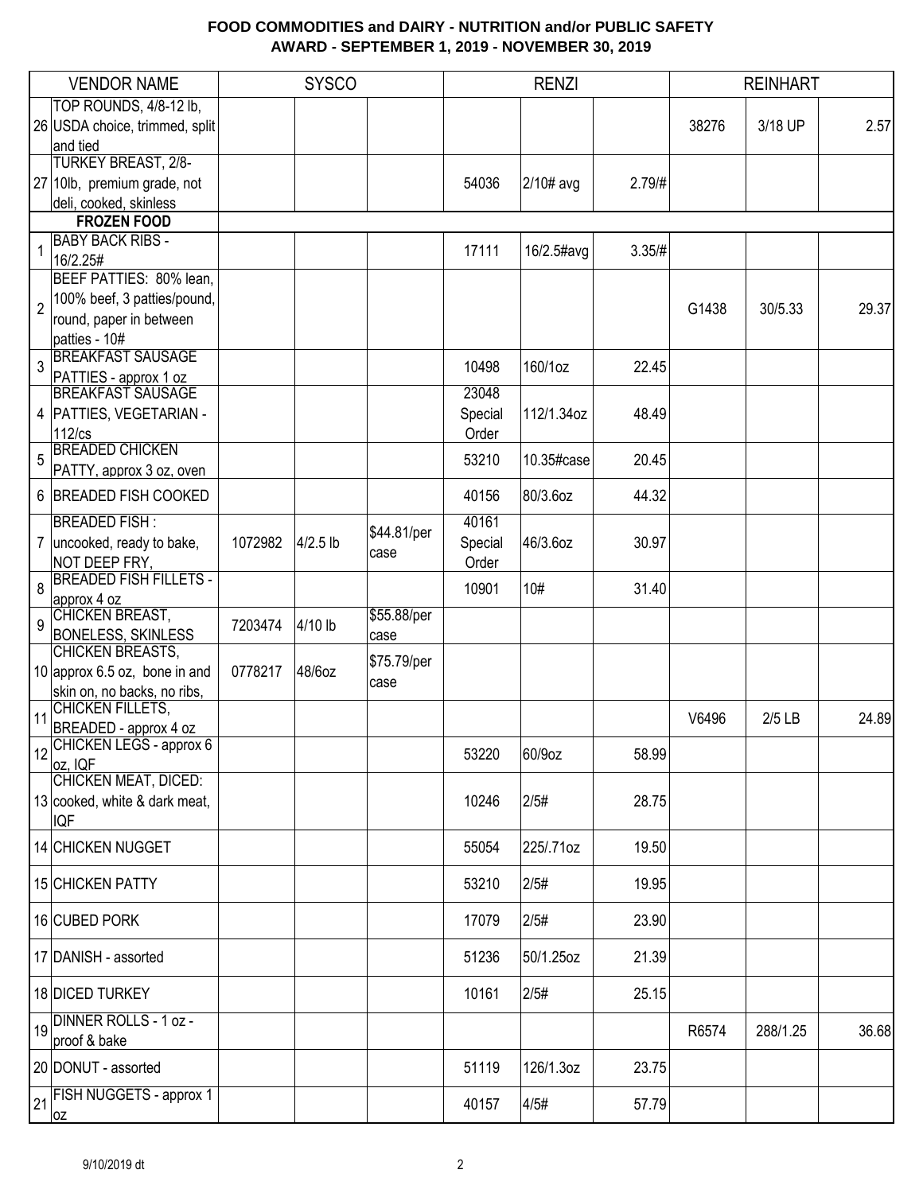# FOOD COMMODITIES and DAIRY - NUTRITION and/or PUBLIC SAFETY
## AWARD - SEPTEMBER 1, 2019 - NOVEMBER 30, 2019

| | VENDOR NAME | SYSCO | | | RENZI | | | REINHART | | |
|---|---|---|---|---|---|---|---|---|---|---|
| 26 | TOP ROUNDS, 4/8-12 lb, USDA choice, trimmed, split and tied | | | | | | | 38276 | 3/18 UP | 2.57 |
| 27 | TURKEY BREAST, 2/8-10lb, premium grade, not deli, cooked, skinless | | | | 54036 | 2/10# avg | 2.79/# | | | |
| | **FROZEN FOOD** | | | | | | | | | |
| 1 | BABY BACK RIBS - 16/2.25# | | | | 17111 | 16/2.5#avg | 3.35/# | | | |
| 2 | BEEF PATTIES: 80% lean, 100% beef, 3 patties/pound, round, paper in between patties - 10# | | | | | | | G1438 | 30/5.33 | 29.37 |
| 3 | BREAKFAST SAUSAGE PATTIES - approx 1 oz | | | | 10498 | 160/1oz | 22.45 | | | |
| 4 | BREAKFAST SAUSAGE PATTIES, VEGETARIAN - 112/cs | | | | 23048 Special Order | 112/1.34oz | 48.49 | | | |
| 5 | BREADED CHICKEN PATTY, approx 3 oz, oven | | | | 53210 | 10.35#case | 20.45 | | | |
| 6 | BREADED FISH COOKED | | | | 40156 | 80/3.6oz | 44.32 | | | |
| 7 | BREADED FISH : uncooked, ready to bake, NOT DEEP FRY, | 1072982 | 4/2.5 lb | $44.81/per case | 40161 Special Order | 46/3.6oz | 30.97 | | | |
| 8 | BREADED FISH FILLETS - approx 4 oz | | | | 10901 | 10# | 31.40 | | | |
| 9 | CHICKEN BREAST, BONELESS, SKINLESS | 7203474 | 4/10 lb | $55.88/per case | | | | | | |
| 10 | CHICKEN BREASTS, approx 6.5 oz, bone in and skin on, no backs, no ribs, | 0778217 | 48/6oz | $75.79/per case | | | | | | |
| 11 | CHICKEN FILLETS, BREADED - approx 4 oz | | | | | | | V6496 | 2/5 LB | 24.89 |
| 12 | CHICKEN LEGS - approx 6 oz, IQF | | | | 53220 | 60/9oz | 58.99 | | | |
| 13 | CHICKEN MEAT, DICED: cooked, white & dark meat, IQF | | | | 10246 | 2/5# | 28.75 | | | |
| 14 | CHICKEN NUGGET | | | | 55054 | 225/.71oz | 19.50 | | | |
| 15 | CHICKEN PATTY | | | | 53210 | 2/5# | 19.95 | | | |
| 16 | CUBED PORK | | | | 17079 | 2/5# | 23.90 | | | |
| 17 | DANISH - assorted | | | | 51236 | 50/1.25oz | 21.39 | | | |
| 18 | DICED TURKEY | | | | 10161 | 2/5# | 25.15 | | | |
| 19 | DINNER ROLLS - 1 oz - proof & bake | | | | | | | R6574 | 288/1.25 | 36.68 |
| 20 | DONUT - assorted | | | | 51119 | 126/1.3oz | 23.75 | | | |
| 21 | FISH NUGGETS - approx 1 oz | | | | 40157 | 4/5# | 57.79 | | | |

9/10/2019 dt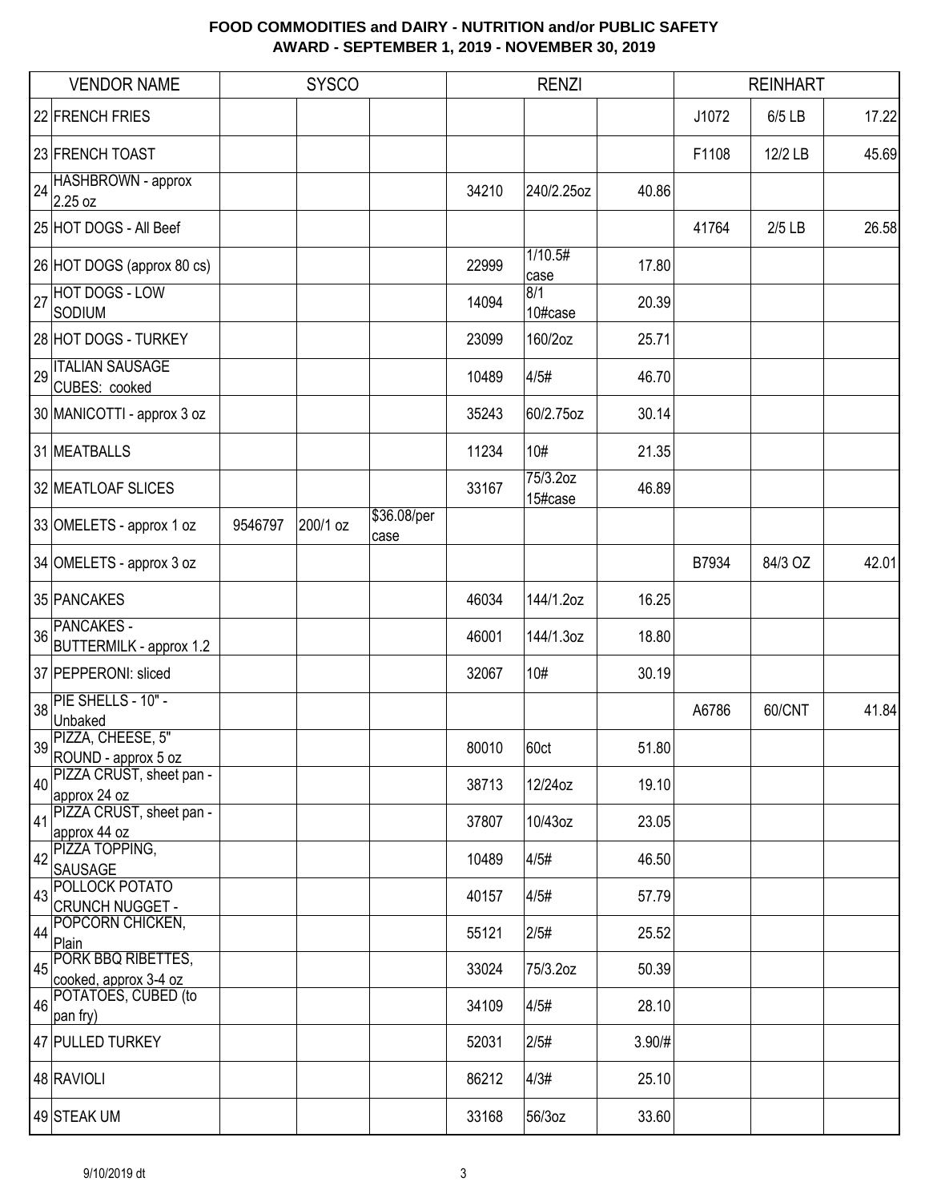# FOOD COMMODITIES and DAIRY - NUTRITION and/or PUBLIC SAFETY
## AWARD - SEPTEMBER 1, 2019 - NOVEMBER 30, 2019

| | VENDOR NAME | SYSCO | | | RENZI | | | REINHART | | |
|---|---|---|---|---|---|---|---|---|---|---|
| 22 | FRENCH FRIES | | | | | | | J1072 | 6/5 LB | 17.22 |
| 23 | FRENCH TOAST | | | | | | | F1108 | 12/2 LB | 45.69 |
| 24 | HASHBROWN - approx 2.25 oz | | | | 34210 | 240/2.25oz | 40.86 | | | |
| 25 | HOT DOGS - All Beef | | | | | | | 41764 | 2/5 LB | 26.58 |
| 26 | HOT DOGS (approx 80 cs) | | | | 22999 | 1/10.5# case | 17.80 | | | |
| 27 | HOT DOGS - LOW SODIUM | | | | 14094 | 8/1 10#case | 20.39 | | | |
| 28 | HOT DOGS - TURKEY | | | | 23099 | 160/2oz | 25.71 | | | |
| 29 | ITALIAN SAUSAGE CUBES: cooked | | | | 10489 | 4/5# | 46.70 | | | |
| 30 | MANICOTTI - approx 3 oz | | | | 35243 | 60/2.75oz | 30.14 | | | |
| 31 | MEATBALLS | | | | 11234 | 10# | 21.35 | | | |
| 32 | MEATLOAF SLICES | | | | 33167 | 75/3.2oz 15#case | 46.89 | | | |
| 33 | OMELETS - approx 1 oz | 9546797 | 200/1 oz | $36.08/per case | | | | | | |
| 34 | OMELETS - approx 3 oz | | | | | | | B7934 | 84/3 OZ | 42.01 |
| 35 | PANCAKES | | | | 46034 | 144/1.2oz | 16.25 | | | |
| 36 | PANCAKES - BUTTERMILK - approx 1.2 | | | | 46001 | 144/1.3oz | 18.80 | | | |
| 37 | PEPPERONI: sliced | | | | 32067 | 10# | 30.19 | | | |
| 38 | PIE SHELLS - 10" - Unbaked | | | | | | | A6786 | 60/CNT | 41.84 |
| 39 | PIZZA, CHEESE, 5" ROUND - approx 5 oz | | | | 80010 | 60ct | 51.80 | | | |
| 40 | PIZZA CRUST, sheet pan - approx 24 oz | | | | 38713 | 12/24oz | 19.10 | | | |
| 41 | PIZZA CRUST, sheet pan - approx 44 oz | | | | 37807 | 10/43oz | 23.05 | | | |
| 42 | PIZZA TOPPING, SAUSAGE | | | | 10489 | 4/5# | 46.50 | | | |
| 43 | POLLOCK POTATO CRUNCH NUGGET - | | | | 40157 | 4/5# | 57.79 | | | |
| 44 | POPCORN CHICKEN, Plain | | | | 55121 | 2/5# | 25.52 | | | |
| 45 | PORK BBQ RIBETTES, cooked, approx 3-4 oz | | | | 33024 | 75/3.2oz | 50.39 | | | |
| 46 | POTATOES, CUBED (to pan fry) | | | | 34109 | 4/5# | 28.10 | | | |
| 47 | PULLED TURKEY | | | | 52031 | 2/5# | 3.90/# | | | |
| 48 | RAVIOLI | | | | 86212 | 4/3# | 25.10 | | | |
| 49 | STEAK UM | | | | 33168 | 56/3oz | 33.60 | | | |

9/10/2019 dt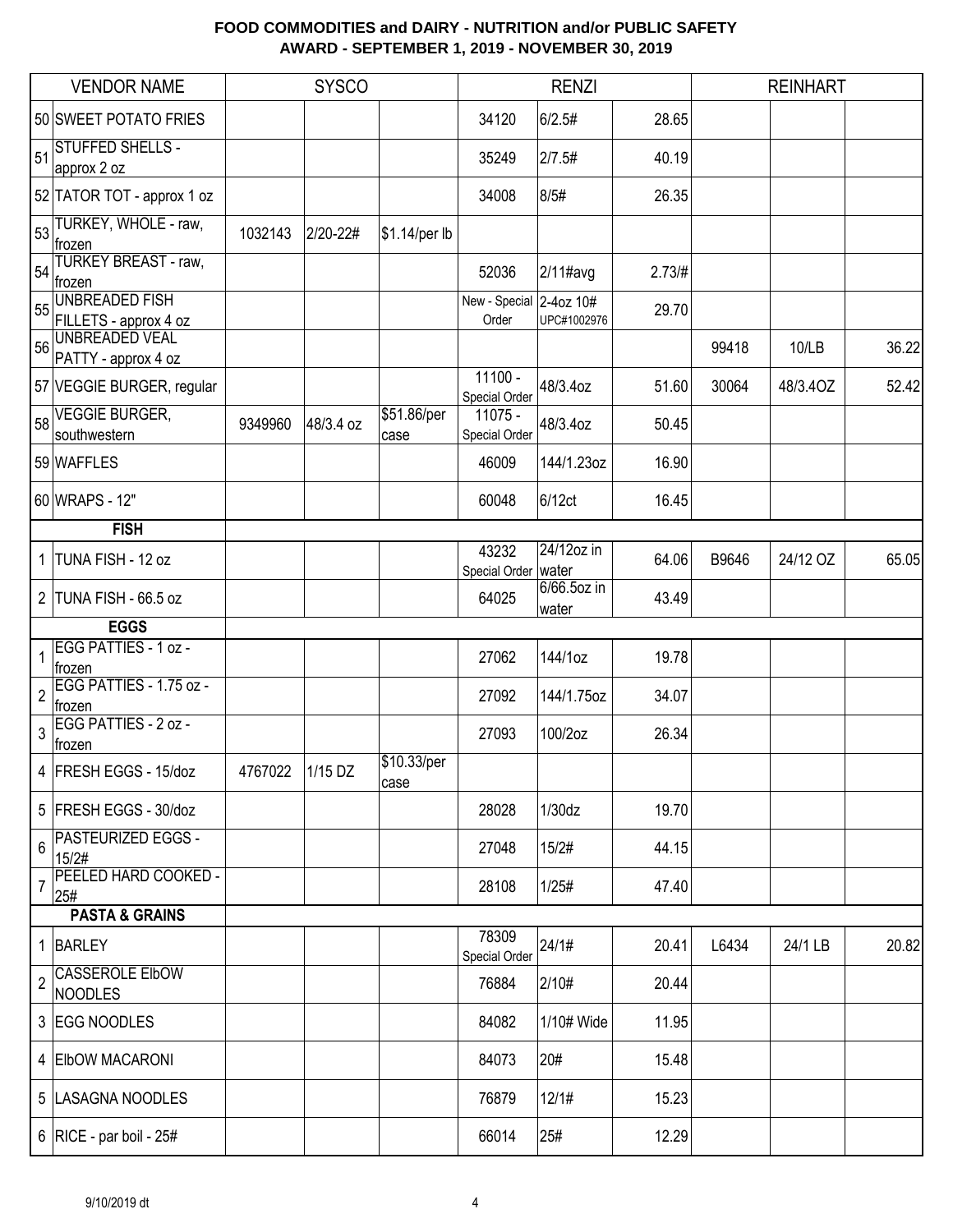# FOOD COMMODITIES and DAIRY - NUTRITION and/or PUBLIC SAFETY
## AWARD - SEPTEMBER 1, 2019 - NOVEMBER 30, 2019

| VENDOR NAME | SYSCO | | | RENZI | | | REINHART | | |
|---|---|---|---|---|---|---|---|---|---|
| 50 SWEET POTATO FRIES | | | | 34120 | 6/2.5# | 28.65 | | | |
| 51 STUFFED SHELLS - approx 2 oz | | | | 35249 | 2/7.5# | 40.19 | | | |
| 52 TATOR TOT - approx 1 oz | | | | 34008 | 8/5# | 26.35 | | | |
| 53 TURKEY, WHOLE - raw, frozen | 1032143 | 2/20-22# | $1.14/per lb | | | | | | |
| 54 TURKEY BREAST - raw, frozen | | | | 52036 | 2/11#avg | 2.73/# | | | |
| 55 UNBREADED FISH FILLETS - approx 4 oz | | | | New - Special Order | 2-4oz 10# UPC#1002976 | 29.70 | | | |
| 56 UNBREADED VEAL PATTY - approx 4 oz | | | | | | | 99418 | 10/LB | 36.22 |
| 57 VEGGIE BURGER, regular | | | | 11100 - Special Order | 48/3.4oz | 51.60 | 30064 | 48/3.4OZ | 52.42 |
| 58 VEGGIE BURGER, southwestern | 9349960 | 48/3.4 oz | $51.86/per case | 11075 - Special Order | 48/3.4oz | 50.45 | | | |
| 59 WAFFLES | | | | 46009 | 144/1.23oz | 16.90 | | | |
| 60 WRAPS - 12" | | | | 60048 | 6/12ct | 16.45 | | | |
| **FISH** | | | | | | | | | |
| 1 TUNA FISH - 12 oz | | | | 43232 Special Order | 24/12oz in water | 64.06 | B9646 | 24/12 OZ | 65.05 |
| 2 TUNA FISH - 66.5 oz | | | | 64025 | 6/66.5oz in water | 43.49 | | | |
| **EGGS** | | | | | | | | | |
| 1 EGG PATTIES - 1 oz - frozen | | | | 27062 | 144/1oz | 19.78 | | | |
| 2 EGG PATTIES - 1.75 oz - frozen | | | | 27092 | 144/1.75oz | 34.07 | | | |
| 3 EGG PATTIES - 2 oz - frozen | | | | 27093 | 100/2oz | 26.34 | | | |
| 4 FRESH EGGS - 15/doz | 4767022 | 1/15 DZ | $10.33/per case | | | | | | |
| 5 FRESH EGGS - 30/doz | | | | 28028 | 1/30dz | 19.70 | | | |
| 6 PASTEURIZED EGGS - 15/2# | | | | 27048 | 15/2# | 44.15 | | | |
| 7 PEELED HARD COOKED - 25# | | | | 28108 | 1/25# | 47.40 | | | |
| **PASTA & GRAINS** | | | | | | | | | |
| 1 BARLEY | | | | 78309 Special Order | 24/1# | 20.41 | L6434 | 24/1 LB | 20.82 |
| 2 CASSEROLE ElbOW NOODLES | | | | 76884 | 2/10# | 20.44 | | | |
| 3 EGG NOODLES | | | | 84082 | 1/10# Wide | 11.95 | | | |
| 4 ElbOW MACARONI | | | | 84073 | 20# | 15.48 | | | |
| 5 LASAGNA NOODLES | | | | 76879 | 12/1# | 15.23 | | | |
| 6 RICE - par boil - 25# | | | | 66014 | 25# | 12.29 | | | |

9/10/2019 dt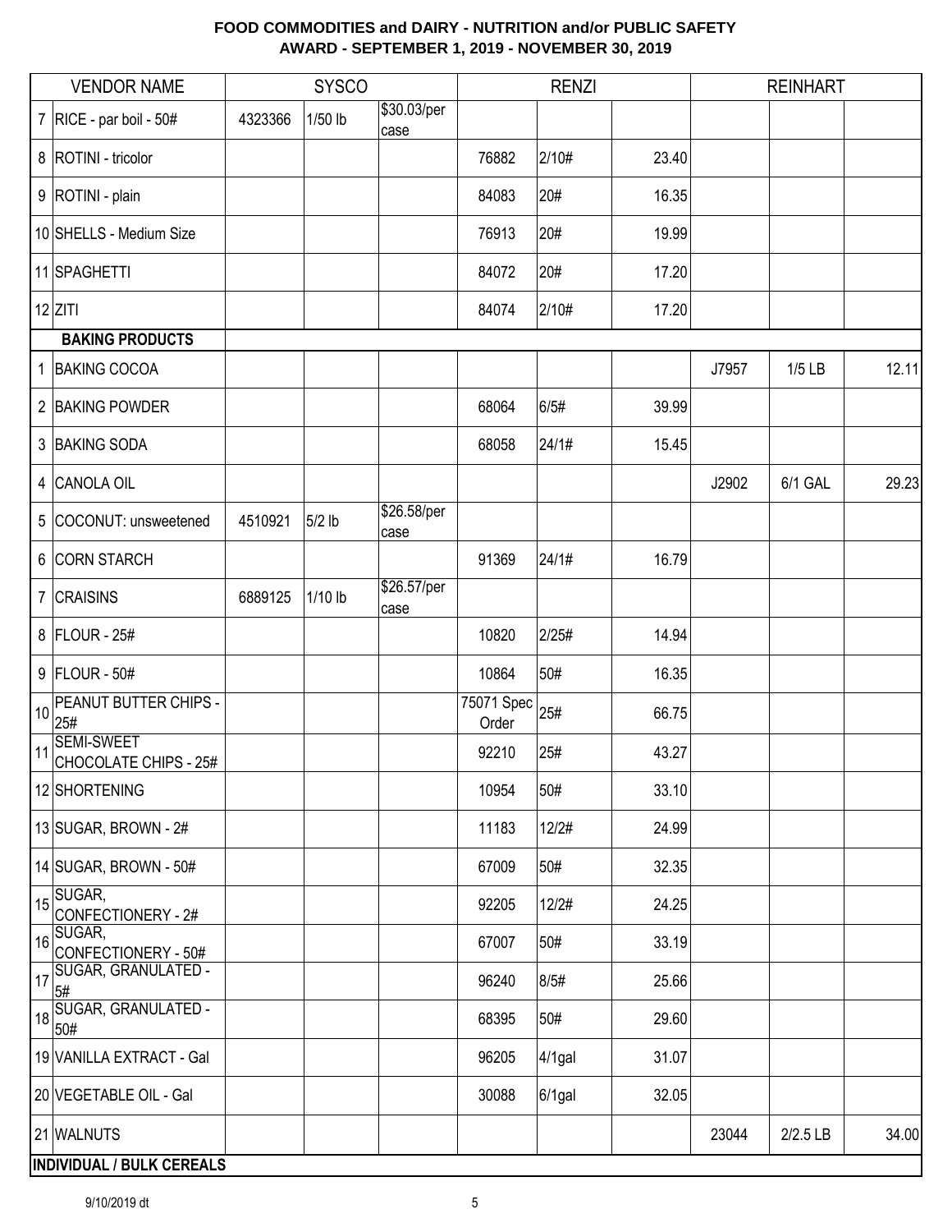# FOOD COMMODITIES and DAIRY - NUTRITION and/or PUBLIC SAFETY
## AWARD - SEPTEMBER 1, 2019 - NOVEMBER 30, 2019

| | VENDOR NAME | SYSCO | | | RENZI | | | REINHART | | |
|---|---|---|---|---|---|---|---|---|---|---|
| 7 | RICE - par boil - 50# | 4323366 | 1/50 lb | $30.03/per case | | | | | | |
| 8 | ROTINI - tricolor | | | | 76882 | 2/10# | 23.40 | | | |
| 9 | ROTINI - plain | | | | 84083 | 20# | 16.35 | | | |
| 10 | SHELLS - Medium Size | | | | 76913 | 20# | 19.99 | | | |
| 11 | SPAGHETTI | | | | 84072 | 20# | 17.20 | | | |
| 12 | ZITI | | | | 84074 | 2/10# | 17.20 | | | |
| | **BAKING PRODUCTS** | | | | | | | | | |
| 1 | BAKING COCOA | | | | | | | J7957 | 1/5 LB | 12.11 |
| 2 | BAKING POWDER | | | | 68064 | 6/5# | 39.99 | | | |
| 3 | BAKING SODA | | | | 68058 | 24/1# | 15.45 | | | |
| 4 | CANOLA OIL | | | | | | | J2902 | 6/1 GAL | 29.23 |
| 5 | COCONUT: unsweetened | 4510921 | 5/2 lb | $26.58/per case | | | | | | |
| 6 | CORN STARCH | | | | 91369 | 24/1# | 16.79 | | | |
| 7 | CRAISINS | 6889125 | 1/10 lb | $26.57/per case | | | | | | |
| 8 | FLOUR - 25# | | | | 10820 | 2/25# | 14.94 | | | |
| 9 | FLOUR - 50# | | | | 10864 | 50# | 16.35 | | | |
| 10 | PEANUT BUTTER CHIPS - 25# | | | | 75071 Spec Order | 25# | 66.75 | | | |
| 11 | SEMI-SWEET CHOCOLATE CHIPS - 25# | | | | 92210 | 25# | 43.27 | | | |
| 12 | SHORTENING | | | | 10954 | 50# | 33.10 | | | |
| 13 | SUGAR, BROWN - 2# | | | | 11183 | 12/2# | 24.99 | | | |
| 14 | SUGAR, BROWN - 50# | | | | 67009 | 50# | 32.35 | | | |
| 15 | SUGAR, CONFECTIONERY - 2# | | | | 92205 | 12/2# | 24.25 | | | |
| 16 | SUGAR, CONFECTIONERY - 50# | | | | 67007 | 50# | 33.19 | | | |
| 17 | SUGAR, GRANULATED - 5# | | | | 96240 | 8/5# | 25.66 | | | |
| 18 | SUGAR, GRANULATED - 50# | | | | 68395 | 50# | 29.60 | | | |
| 19 | VANILLA EXTRACT - Gal | | | | 96205 | 4/1gal | 31.07 | | | |
| 20 | VEGETABLE OIL - Gal | | | | 30088 | 6/1gal | 32.05 | | | |
| 21 | WALNUTS | | | | | | | 23044 | 2/2.5 LB | 34.00 |
| | **INDIVIDUAL / BULK CEREALS** | | | | | | | | | |

9/10/2019 dt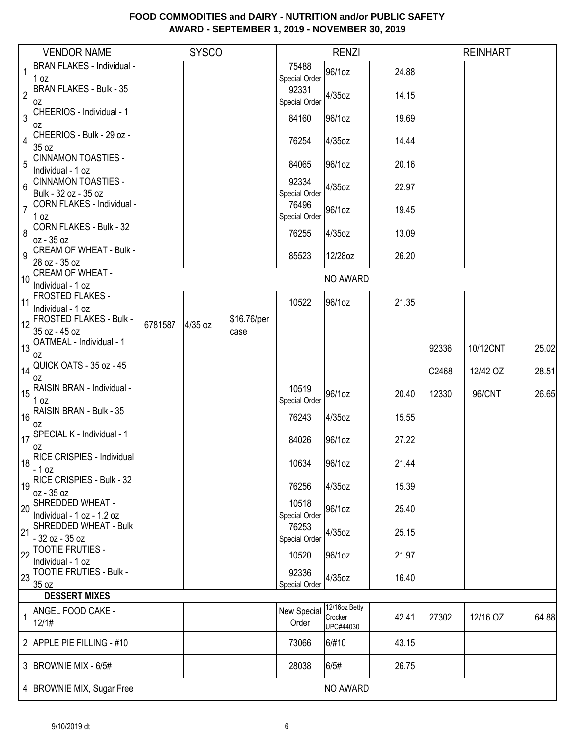# FOOD COMMODITIES and DAIRY - NUTRITION and/or PUBLIC SAFETY
## AWARD - SEPTEMBER 1, 2019 - NOVEMBER 30, 2019

| | VENDOR NAME | SYSCO | | | RENZI | | | REINHART | | |
|---|---|---|---|---|---|---|---|---|---|---|
| 1 | BRAN FLAKES - Individual - 1 oz | | | | 75488 Special Order | 96/1oz | 24.88 | | | |
| 2 | BRAN FLAKES - Bulk - 35 oz | | | | 92331 Special Order | 4/35oz | 14.15 | | | |
| 3 | CHEERIOS - Individual - 1 oz | | | | 84160 | 96/1oz | 19.69 | | | |
| 4 | CHEERIOS - Bulk - 29 oz - 35 oz | | | | 76254 | 4/35oz | 14.44 | | | |
| 5 | CINNAMON TOASTIES - Individual - 1 oz | | | | 84065 | 96/1oz | 20.16 | | | |
| 6 | CINNAMON TOASTIES - Bulk - 32 oz - 35 oz | | | | 92334 Special Order | 4/35oz | 22.97 | | | |
| 7 | CORN FLAKES - Individual - 1 oz | | | | 76496 Special Order | 96/1oz | 19.45 | | | |
| 8 | CORN FLAKES - Bulk - 32 oz - 35 oz | | | | 76255 | 4/35oz | 13.09 | | | |
| 9 | CREAM OF WHEAT - Bulk - 28 oz - 35 oz | | | | 85523 | 12/28oz | 26.20 | | | |
| 10 | CREAM OF WHEAT - Individual - 1 oz | NO AWARD | | | | | | | | |
| 11 | FROSTED FLAKES - Individual - 1 oz | | | | 10522 | 96/1oz | 21.35 | | | |
| 12 | FROSTED FLAKES - Bulk - 35 oz - 45 oz | 6781587 | 4/35 oz | $16.76/per case | | | | | | |
| 13 | OATMEAL - Individual - 1 oz | | | | | | | 92336 | 10/12CNT | 25.02 |
| 14 | QUICK OATS - 35 oz - 45 oz | | | | | | | C2468 | 12/42 OZ | 28.51 |
| 15 | RAISIN BRAN - Individual - 1 oz | | | | 10519 Special Order | 96/1oz | 20.40 | 12330 | 96/CNT | 26.65 |
| 16 | RAISIN BRAN - Bulk - 35 oz | | | | 76243 | 4/35oz | 15.55 | | | |
| 17 | SPECIAL K - Individual - 1 oz | | | | 84026 | 96/1oz | 27.22 | | | |
| 18 | RICE CRISPIES - Individual - 1 oz | | | | 10634 | 96/1oz | 21.44 | | | |
| 19 | RICE CRISPIES - Bulk - 32 oz - 35 oz | | | | 76256 | 4/35oz | 15.39 | | | |
| 20 | SHREDDED WHEAT - Individual - 1 oz - 1.2 oz | | | | 10518 Special Order | 96/1oz | 25.40 | | | |
| 21 | SHREDDED WHEAT - Bulk - 32 oz - 35 oz | | | | 76253 Special Order | 4/35oz | 25.15 | | | |
| 22 | TOOTIE FRUTIES - Individual - 1 oz | | | | 10520 | 96/1oz | 21.97 | | | |
| 23 | TOOTIE FRUTIES - Bulk - 35 oz | | | | 92336 Special Order | 4/35oz | 16.40 | | | |
| | **DESSERT MIXES** | | | | | | | | | |
| 1 | ANGEL FOOD CAKE - 12/1# | | | | New Special Order | 12/16oz Betty Crocker UPC#44030 | 42.41 | 27302 | 12/16 OZ | 64.88 |
| 2 | APPLE PIE FILLING - #10 | | | | 73066 | 6/#10 | 43.15 | | | |
| 3 | BROWNIE MIX - 6/5# | | | | 28038 | 6/5# | 26.75 | | | |
| 4 | BROWNIE MIX, Sugar Free | NO AWARD | | | | | | | | |

9/10/2019 dt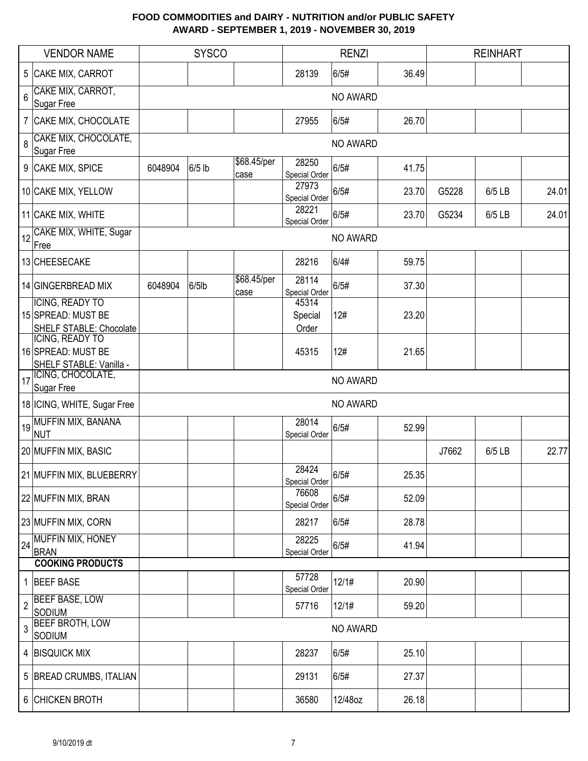# FOOD COMMODITIES and DAIRY - NUTRITION and/or PUBLIC SAFETY
## AWARD - SEPTEMBER 1, 2019 - NOVEMBER 30, 2019

| | VENDOR NAME | SYSCO | | | RENZI | | | REINHART | | |
|---|---|---|---|---|---|---|---|---|---|---|
| 5 | CAKE MIX, CARROT | | | | 28139 | 6/5# | 36.49 | | | |
| 6 | CAKE MIX, CARROT, Sugar Free | | | | | NO AWARD | | | | |
| 7 | CAKE MIX, CHOCOLATE | | | | 27955 | 6/5# | 26.70 | | | |
| 8 | CAKE MIX, CHOCOLATE, Sugar Free | | | | | NO AWARD | | | | |
| 9 | CAKE MIX, SPICE | 6048904 | 6/5 lb | $68.45/per case | 28250 Special Order | 6/5# | 41.75 | | | |
| 10 | CAKE MIX, YELLOW | | | | 27973 Special Order | 6/5# | 23.70 | G5228 | 6/5 LB | 24.01 |
| 11 | CAKE MIX, WHITE | | | | 28221 Special Order | 6/5# | 23.70 | G5234 | 6/5 LB | 24.01 |
| 12 | CAKE MIX, WHITE, Sugar Free | | | | | NO AWARD | | | | |
| 13 | CHEESECAKE | | | | 28216 | 6/4# | 59.75 | | | |
| 14 | GINGERBREAD MIX | 6048904 | 6/5lb | $68.45/per case | 28114 Special Order | 6/5# | 37.30 | | | |
| 15 | ICING, READY TO SPREAD: MUST BE SHELF STABLE: Chocolate | | | | 45314 Special Order | 12# | 23.20 | | | |
| 16 | ICING, READY TO SPREAD: MUST BE SHELF STABLE: Vanilla - | | | | 45315 | 12# | 21.65 | | | |
| 17 | ICING, CHOCOLATE, Sugar Free | | | | | NO AWARD | | | | |
| 18 | ICING, WHITE, Sugar Free | | | | | NO AWARD | | | | |
| 19 | MUFFIN MIX, BANANA NUT | | | | 28014 Special Order | 6/5# | 52.99 | | | |
| 20 | MUFFIN MIX, BASIC | | | | | | | J7662 | 6/5 LB | 22.77 |
| 21 | MUFFIN MIX, BLUEBERRY | | | | 28424 Special Order | 6/5# | 25.35 | | | |
| 22 | MUFFIN MIX, BRAN | | | | 76608 Special Order | 6/5# | 52.09 | | | |
| 23 | MUFFIN MIX, CORN | | | | 28217 | 6/5# | 28.78 | | | |
| 24 | MUFFIN MIX, HONEY BRAN | | | | 28225 Special Order | 6/5# | 41.94 | | | |
| | **COOKING PRODUCTS** | | | | | | | | | |
| 1 | BEEF BASE | | | | 57728 Special Order | 12/1# | 20.90 | | | |
| 2 | BEEF BASE, LOW SODIUM | | | | 57716 | 12/1# | 59.20 | | | |
| 3 | BEEF BROTH, LOW SODIUM | | | | | NO AWARD | | | | |
| 4 | BISQUICK MIX | | | | 28237 | 6/5# | 25.10 | | | |
| 5 | BREAD CRUMBS, ITALIAN | | | | 29131 | 6/5# | 27.37 | | | |
| 6 | CHICKEN BROTH | | | | 36580 | 12/48oz | 26.18 | | | |

9/10/2019 dt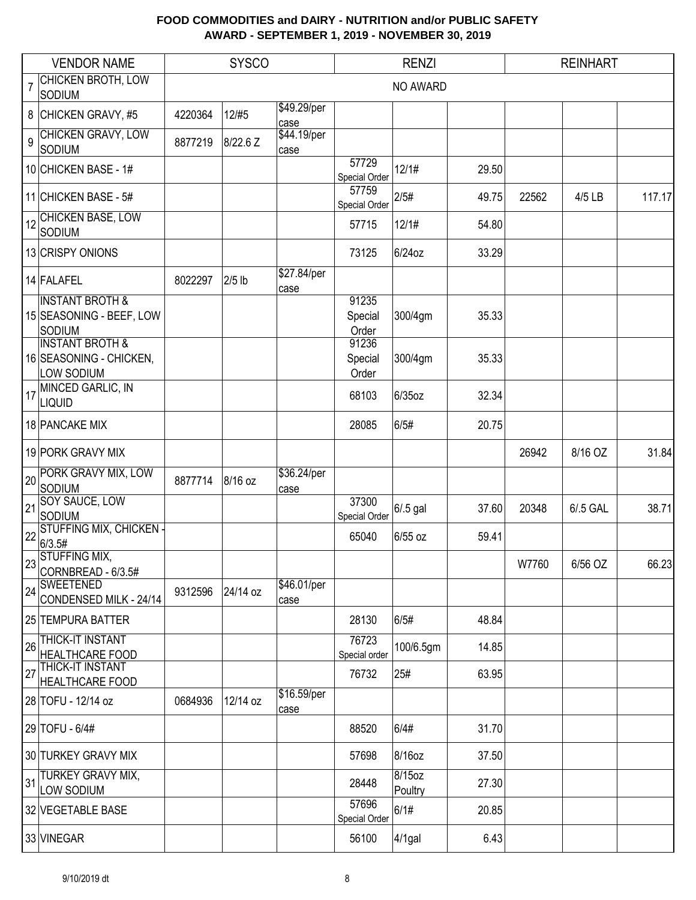# FOOD COMMODITIES and DAIRY - NUTRITION and/or PUBLIC SAFETY
## AWARD - SEPTEMBER 1, 2019 - NOVEMBER 30, 2019

| | VENDOR NAME | SYSCO | | | RENZI | | | REINHART | | |
|---|---|---|---|---|---|---|---|---|---|---|
| 7 | CHICKEN BROTH, LOW SODIUM | NO AWARD | | | | | | | | |
| 8 | CHICKEN GRAVY, #5 | 4220364 | 12/#5 | $49.29/per case | | | | | | |
| 9 | CHICKEN GRAVY, LOW SODIUM | 8877219 | 8/22.6 Z | $44.19/per case | | | | | | |
| 10 | CHICKEN BASE - 1# | | | | 57729 Special Order | 12/1# | 29.50 | | | |
| 11 | CHICKEN BASE - 5# | | | | 57759 Special Order | 2/5# | 49.75 | 22562 | 4/5 LB | 117.17 |
| 12 | CHICKEN BASE, LOW SODIUM | | | | 57715 | 12/1# | 54.80 | | | |
| 13 | CRISPY ONIONS | | | | 73125 | 6/24oz | 33.29 | | | |
| 14 | FALAFEL | 8022297 | 2/5 lb | $27.84/per case | | | | | | |
| 15 | INSTANT BROTH & SEASONING - BEEF, LOW SODIUM | | | | 91235 Special Order | 300/4gm | 35.33 | | | |
| 16 | INSTANT BROTH & SEASONING - CHICKEN, LOW SODIUM | | | | 91236 Special Order | 300/4gm | 35.33 | | | |
| 17 | MINCED GARLIC, IN LIQUID | | | | 68103 | 6/35oz | 32.34 | | | |
| 18 | PANCAKE MIX | | | | 28085 | 6/5# | 20.75 | | | |
| 19 | PORK GRAVY MIX | | | | | | | 26942 | 8/16 OZ | 31.84 |
| 20 | PORK GRAVY MIX, LOW SODIUM | 8877714 | 8/16 oz | $36.24/per case | | | | | | |
| 21 | SOY SAUCE, LOW SODIUM | | | | 37300 Special Order | 6/.5 gal | 37.60 | 20348 | 6/.5 GAL | 38.71 |
| 22 | STUFFING MIX, CHICKEN - 6/3.5# | | | | 65040 | 6/55 oz | 59.41 | | | |
| 23 | STUFFING MIX, CORNBREAD - 6/3.5# | | | | | | | W7760 | 6/56 OZ | 66.23 |
| 24 | SWEETENED CONDENSED MILK - 24/14 | 9312596 | 24/14 oz | $46.01/per case | | | | | | |
| 25 | TEMPURA BATTER | | | | 28130 | 6/5# | 48.84 | | | |
| 26 | THICK-IT INSTANT HEALTHCARE FOOD | | | | 76723 Special order | 100/6.5gm | 14.85 | | | |
| 27 | THICK-IT INSTANT HEALTHCARE FOOD | | | | 76732 | 25# | 63.95 | | | |
| 28 | TOFU - 12/14 oz | 0684936 | 12/14 oz | $16.59/per case | | | | | | |
| 29 | TOFU - 6/4# | | | | 88520 | 6/4# | 31.70 | | | |
| 30 | TURKEY GRAVY MIX | | | | 57698 | 8/16oz | 37.50 | | | |
| 31 | TURKEY GRAVY MIX, LOW SODIUM | | | | 28448 | 8/15oz Poultry | 27.30 | | | |
| 32 | VEGETABLE BASE | | | | 57696 Special Order | 6/1# | 20.85 | | | |
| 33 | VINEGAR | | | | 56100 | 4/1gal | 6.43 | | | |

9/10/2019 dt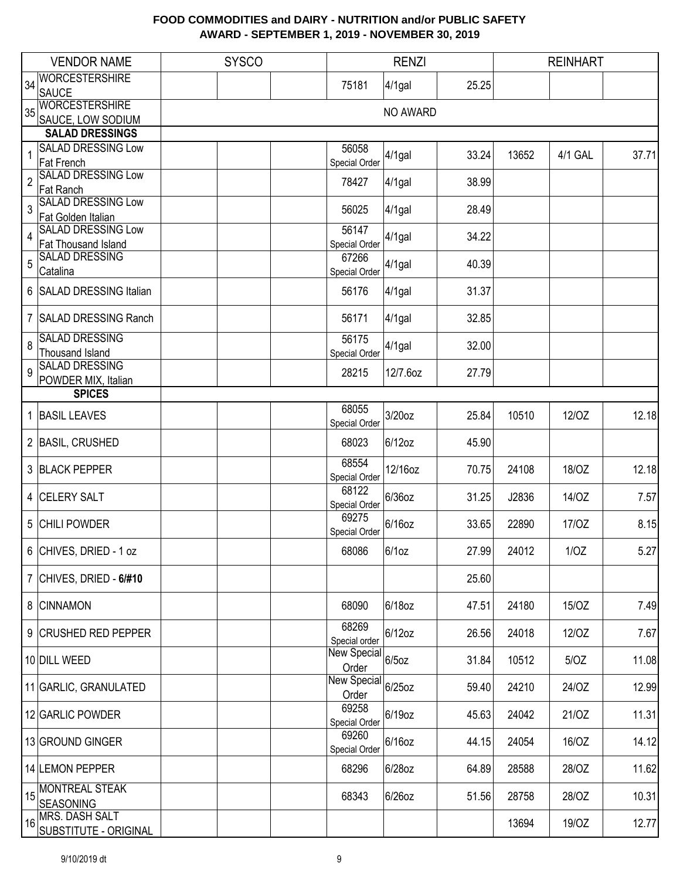**FOOD COMMODITIES and DAIRY - NUTRITION and/or PUBLIC SAFETY**
**AWARD - SEPTEMBER 1, 2019 - NOVEMBER 30, 2019**

| | VENDOR NAME | SYSCO | | | RENZI | | | REINHART | | |
|---|---|---|---|---|---|---|---|---|---|---|
| 34 | WORCESTERSHIRE SAUCE | | | | 75181 | 4/1gal | 25.25 | | | |
| 35 | WORCESTERSHIRE SAUCE, LOW SODIUM | | | | | NO AWARD | | | | |
| | **SALAD DRESSINGS** | | | | | | | | | |
| 1 | SALAD DRESSING Low Fat French | | | | 56058 Special Order | 4/1gal | 33.24 | 13652 | 4/1 GAL | 37.71 |
| 2 | SALAD DRESSING Low Fat Ranch | | | | 78427 | 4/1gal | 38.99 | | | |
| 3 | SALAD DRESSING Low Fat Golden Italian | | | | 56025 | 4/1gal | 28.49 | | | |
| 4 | SALAD DRESSING Low Fat Thousand Island | | | | 56147 Special Order | 4/1gal | 34.22 | | | |
| 5 | SALAD DRESSING Catalina | | | | 67266 Special Order | 4/1gal | 40.39 | | | |
| 6 | SALAD DRESSING Italian | | | | 56176 | 4/1gal | 31.37 | | | |
| 7 | SALAD DRESSING Ranch | | | | 56171 | 4/1gal | 32.85 | | | |
| 8 | SALAD DRESSING Thousand Island | | | | 56175 Special Order | 4/1gal | 32.00 | | | |
| 9 | SALAD DRESSING POWDER MIX, Italian | | | | 28215 | 12/7.6oz | 27.79 | | | |
| | **SPICES** | | | | | | | | | |
| 1 | BASIL LEAVES | | | | 68055 Special Order | 3/20oz | 25.84 | 10510 | 12/OZ | 12.18 |
| 2 | BASIL, CRUSHED | | | | 68023 | 6/12oz | 45.90 | | | |
| 3 | BLACK PEPPER | | | | 68554 Special Order | 12/16oz | 70.75 | 24108 | 18/OZ | 12.18 |
| 4 | CELERY SALT | | | | 68122 Special Order | 6/36oz | 31.25 | J2836 | 14/OZ | 7.57 |
| 5 | CHILI POWDER | | | | 69275 Special Order | 6/16oz | 33.65 | 22890 | 17/OZ | 8.15 |
| 6 | CHIVES, DRIED - 1 oz | | | | 68086 | 6/1oz | 27.99 | 24012 | 1/OZ | 5.27 |
| 7 | CHIVES, DRIED - **6/#10** | | | | | | 25.60 | | | |
| 8 | CINNAMON | | | | 68090 | 6/18oz | 47.51 | 24180 | 15/OZ | 7.49 |
| 9 | CRUSHED RED PEPPER | | | | 68269 Special order | 6/12oz | 26.56 | 24018 | 12/OZ | 7.67 |
| 10 | DILL WEED | | | | New Special Order | 6/5oz | 31.84 | 10512 | 5/OZ | 11.08 |
| 11 | GARLIC, GRANULATED | | | | New Special Order | 6/25oz | 59.40 | 24210 | 24/OZ | 12.99 |
| 12 | GARLIC POWDER | | | | 69258 Special Order | 6/19oz | 45.63 | 24042 | 21/OZ | 11.31 |
| 13 | GROUND GINGER | | | | 69260 Special Order | 6/16oz | 44.15 | 24054 | 16/OZ | 14.12 |
| 14 | LEMON PEPPER | | | | 68296 | 6/28oz | 64.89 | 28588 | 28/OZ | 11.62 |
| 15 | MONTREAL STEAK SEASONING | | | | 68343 | 6/26oz | 51.56 | 28758 | 28/OZ | 10.31 |
| 16 | MRS. DASH SALT SUBSTITUTE - ORIGINAL | | | | | | | 13694 | 19/OZ | 12.77 |

9/10/2019 dt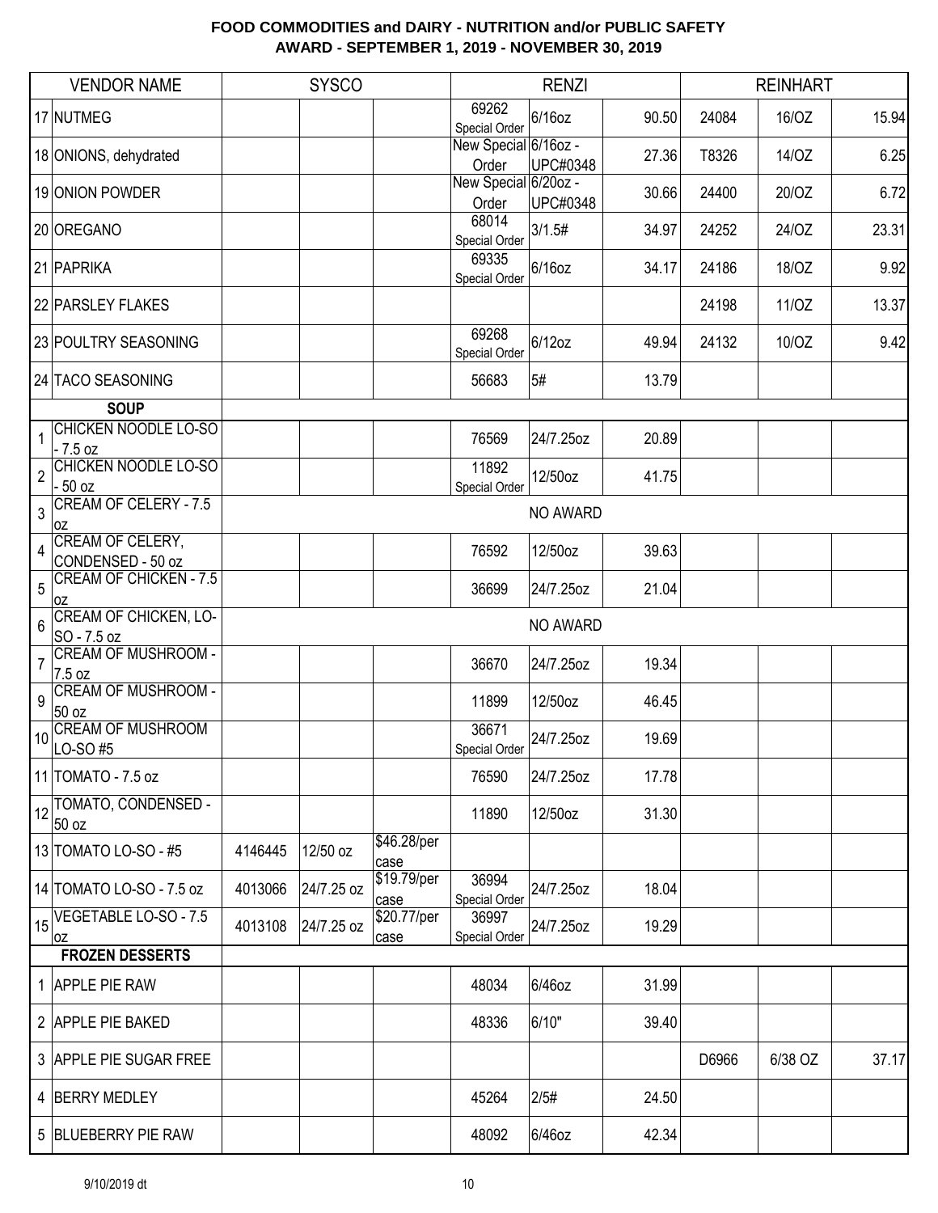# FOOD COMMODITIES and DAIRY - NUTRITION and/or PUBLIC SAFETY
## AWARD - SEPTEMBER 1, 2019 - NOVEMBER 30, 2019

| | VENDOR NAME | SYSCO | | | RENZI | | | REINHART | | |
|---|---|---|---|---|---|---|---|---|---|---|
| 17 | NUTMEG | | | | 69262 Special Order | 6/16oz | 90.50 | 24084 | 16/OZ | 15.94 |
| 18 | ONIONS, dehydrated | | | | New Special Order | 6/16oz - UPC#0348 | 27.36 | T8326 | 14/OZ | 6.25 |
| 19 | ONION POWDER | | | | New Special Order | 6/20oz - UPC#0348 | 30.66 | 24400 | 20/OZ | 6.72 |
| 20 | OREGANO | | | | 68014 Special Order | 3/1.5# | 34.97 | 24252 | 24/OZ | 23.31 |
| 21 | PAPRIKA | | | | 69335 Special Order | 6/16oz | 34.17 | 24186 | 18/OZ | 9.92 |
| 22 | PARSLEY FLAKES | | | | | | | 24198 | 11/OZ | 13.37 |
| 23 | POULTRY SEASONING | | | | 69268 Special Order | 6/12oz | 49.94 | 24132 | 10/OZ | 9.42 |
| 24 | TACO SEASONING | | | | 56683 | 5# | 13.79 | | | |
| | **SOUP** | | | | | | | | | |
| 1 | CHICKEN NOODLE LO-SO - 7.5 oz | | | | 76569 | 24/7.25oz | 20.89 | | | |
| 2 | CHICKEN NOODLE LO-SO - 50 oz | | | | 11892 Special Order | 12/50oz | 41.75 | | | |
| 3 | CREAM OF CELERY - 7.5 oz | NO AWARD | | | | | | | | |
| 4 | CREAM OF CELERY, CONDENSED - 50 oz | | | | 76592 | 12/50oz | 39.63 | | | |
| 5 | CREAM OF CHICKEN - 7.5 oz | | | | 36699 | 24/7.25oz | 21.04 | | | |
| 6 | CREAM OF CHICKEN, LO-SO - 7.5 oz | NO AWARD | | | | | | | | |
| 7 | CREAM OF MUSHROOM - 7.5 oz | | | | 36670 | 24/7.25oz | 19.34 | | | |
| 9 | CREAM OF MUSHROOM - 50 oz | | | | 11899 | 12/50oz | 46.45 | | | |
| 10 | CREAM OF MUSHROOM LO-SO #5 | | | | 36671 Special Order | 24/7.25oz | 19.69 | | | |
| 11 | TOMATO - 7.5 oz | | | | 76590 | 24/7.25oz | 17.78 | | | |
| 12 | TOMATO, CONDENSED - 50 oz | | | | 11890 | 12/50oz | 31.30 | | | |
| 13 | TOMATO LO-SO - #5 | 4146445 | 12/50 oz | $46.28/per case | | | | | | |
| 14 | TOMATO LO-SO - 7.5 oz | 4013066 | 24/7.25 oz | $19.79/per case | 36994 Special Order | 24/7.25oz | 18.04 | | | |
| 15 | VEGETABLE LO-SO - 7.5 oz | 4013108 | 24/7.25 oz | $20.77/per case | 36997 Special Order | 24/7.25oz | 19.29 | | | |
| | **FROZEN DESSERTS** | | | | | | | | | |
| 1 | APPLE PIE RAW | | | | 48034 | 6/46oz | 31.99 | | | |
| 2 | APPLE PIE BAKED | | | | 48336 | 6/10" | 39.40 | | | |
| 3 | APPLE PIE SUGAR FREE | | | | | | | D6966 | 6/38 OZ | 37.17 |
| 4 | BERRY MEDLEY | | | | 45264 | 2/5# | 24.50 | | | |
| 5 | BLUEBERRY PIE RAW | | | | 48092 | 6/46oz | 42.34 | | | |

9/10/2019 dt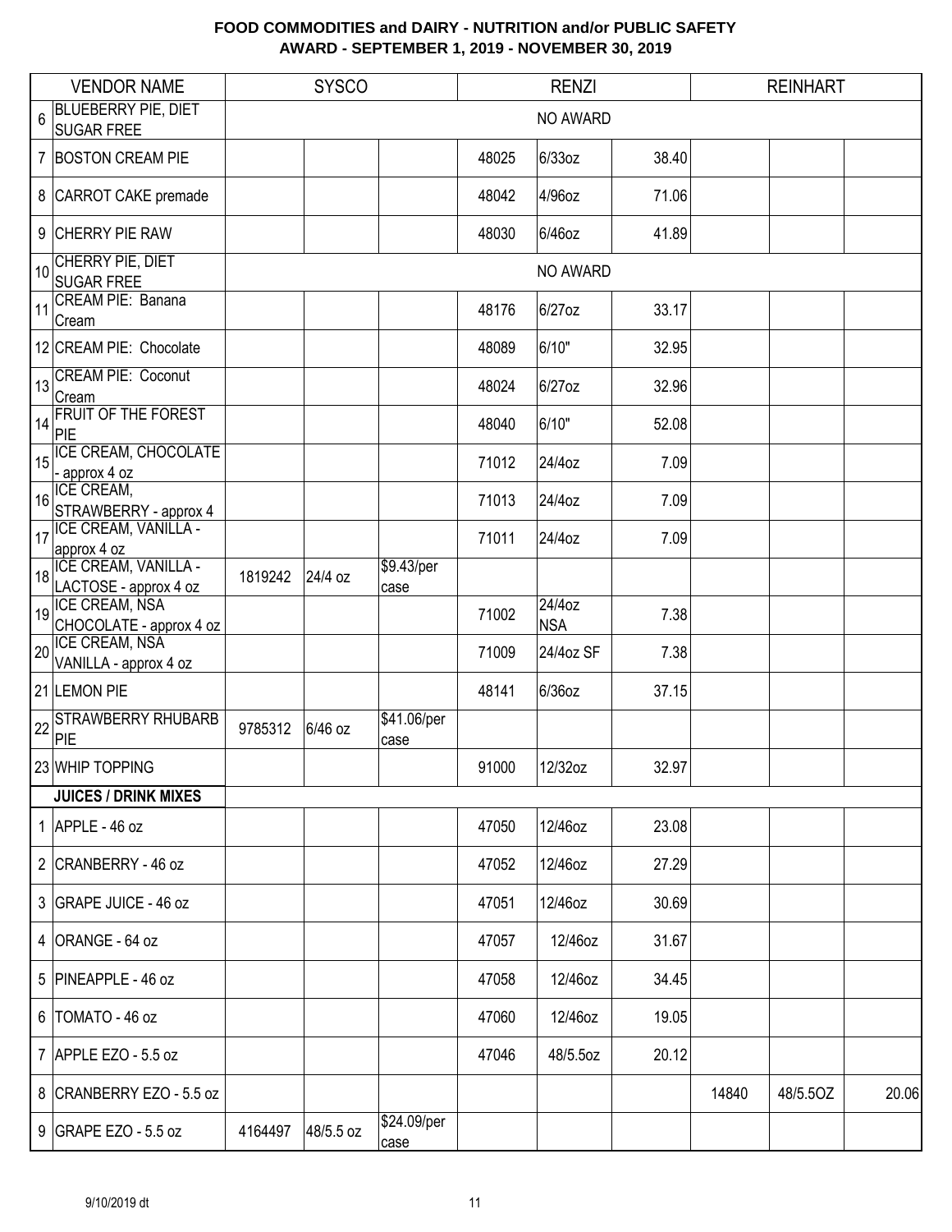## FOOD COMMODITIES and DAIRY - NUTRITION and/or PUBLIC SAFETY
## AWARD - SEPTEMBER 1, 2019 - NOVEMBER 30, 2019

| | VENDOR NAME | SYSCO | | | RENZI | | | REINHART | | |
|---|---|---|---|---|---|---|---|---|---|---|
| 6 | BLUEBERRY PIE, DIET SUGAR FREE | NO AWARD | | | | | | | | |
| 7 | BOSTON CREAM PIE | | | | 48025 | 6/33oz | 38.40 | | | |
| 8 | CARROT CAKE premade | | | | 48042 | 4/96oz | 71.06 | | | |
| 9 | CHERRY PIE RAW | | | | 48030 | 6/46oz | 41.89 | | | |
| 10 | CHERRY PIE, DIET SUGAR FREE | NO AWARD | | | | | | | | |
| 11 | CREAM PIE: Banana Cream | | | | 48176 | 6/27oz | 33.17 | | | |
| 12 | CREAM PIE: Chocolate | | | | 48089 | 6/10" | 32.95 | | | |
| 13 | CREAM PIE: Coconut Cream | | | | 48024 | 6/27oz | 32.96 | | | |
| 14 | FRUIT OF THE FOREST PIE | | | | 48040 | 6/10" | 52.08 | | | |
| 15 | ICE CREAM, CHOCOLATE - approx 4 oz | | | | 71012 | 24/4oz | 7.09 | | | |
| 16 | ICE CREAM, STRAWBERRY - approx 4 | | | | 71013 | 24/4oz | 7.09 | | | |
| 17 | ICE CREAM, VANILLA - approx 4 oz | | | | 71011 | 24/4oz | 7.09 | | | |
| 18 | ICE CREAM, VANILLA - LACTOSE - approx 4 oz | 1819242 | 24/4 oz | $9.43/per case | | | | | | |
| 19 | ICE CREAM, NSA CHOCOLATE - approx 4 oz | | | | 71002 | 24/4oz NSA | 7.38 | | | |
| 20 | ICE CREAM, NSA VANILLA - approx 4 oz | | | | 71009 | 24/4oz SF | 7.38 | | | |
| 21 | LEMON PIE | | | | 48141 | 6/36oz | 37.15 | | | |
| 22 | STRAWBERRY RHUBARB PIE | 9785312 | 6/46 oz | $41.06/per case | | | | | | |
| 23 | WHIP TOPPING | | | | 91000 | 12/32oz | 32.97 | | | |
| | **JUICES / DRINK MIXES** | | | | | | | | | |
| 1 | APPLE - 46 oz | | | | 47050 | 12/46oz | 23.08 | | | |
| 2 | CRANBERRY - 46 oz | | | | 47052 | 12/46oz | 27.29 | | | |
| 3 | GRAPE JUICE - 46 oz | | | | 47051 | 12/46oz | 30.69 | | | |
| 4 | ORANGE - 64 oz | | | | 47057 | 12/46oz | 31.67 | | | |
| 5 | PINEAPPLE - 46 oz | | | | 47058 | 12/46oz | 34.45 | | | |
| 6 | TOMATO - 46 oz | | | | 47060 | 12/46oz | 19.05 | | | |
| 7 | APPLE EZO - 5.5 oz | | | | 47046 | 48/5.5oz | 20.12 | | | |
| 8 | CRANBERRY EZO - 5.5 oz | | | | | | | 14840 | 48/5.5OZ | 20.06 |
| 9 | GRAPE EZO - 5.5 oz | 4164497 | 48/5.5 oz | $24.09/per case | | | | | | |

9/10/2019 dt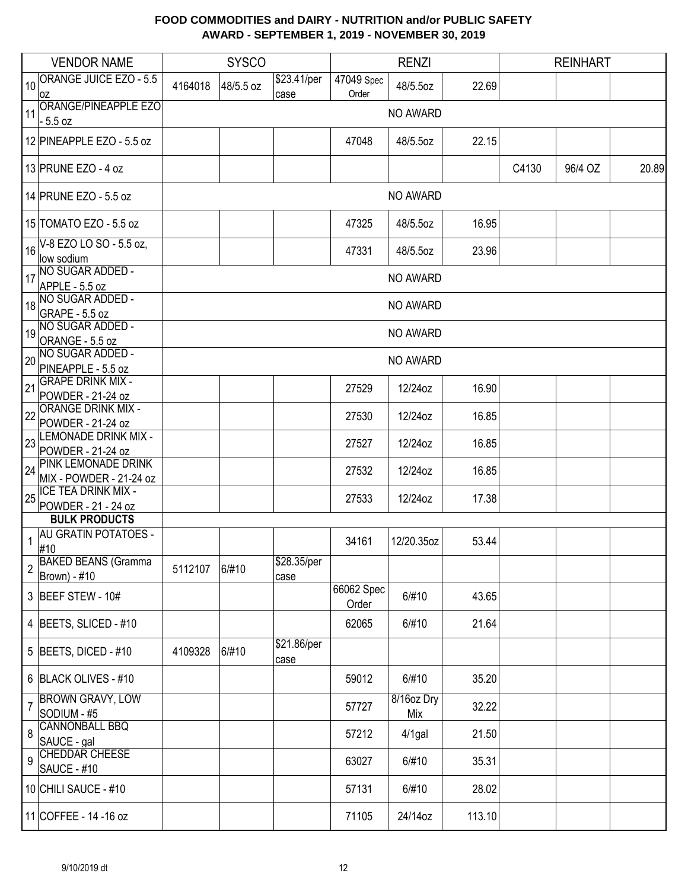**FOOD COMMODITIES and DAIRY - NUTRITION and/or PUBLIC SAFETY**
**AWARD - SEPTEMBER 1, 2019 - NOVEMBER 30, 2019**

| | VENDOR NAME | SYSCO | | | RENZI | | | REINHART | | |
|---|---|---|---|---|---|---|---|---|---|---|
| 10 | ORANGE JUICE EZO - 5.5 oz | 4164018 | 48/5.5 oz | $23.41/per case | 47049 Spec Order | 48/5.5oz | 22.69 | | | |
| 11 | ORANGE/PINEAPPLE EZO - 5.5 oz | | | | | NO AWARD | | | | |
| 12 | PINEAPPLE EZO - 5.5 oz | | | | 47048 | 48/5.5oz | 22.15 | | | |
| 13 | PRUNE EZO - 4 oz | | | | | | | C4130 | 96/4 OZ | 20.89 |
| 14 | PRUNE EZO - 5.5 oz | | | | | NO AWARD | | | | |
| 15 | TOMATO EZO - 5.5 oz | | | | 47325 | 48/5.5oz | 16.95 | | | |
| 16 | V-8 EZO LO SO - 5.5 oz, low sodium | | | | 47331 | 48/5.5oz | 23.96 | | | |
| 17 | NO SUGAR ADDED - APPLE - 5.5 oz | | | | | NO AWARD | | | | |
| 18 | NO SUGAR ADDED - GRAPE - 5.5 oz | | | | | NO AWARD | | | | |
| 19 | NO SUGAR ADDED - ORANGE - 5.5 oz | | | | | NO AWARD | | | | |
| 20 | NO SUGAR ADDED - PINEAPPLE - 5.5 oz | | | | | NO AWARD | | | | |
| 21 | GRAPE DRINK MIX - POWDER - 21-24 oz | | | | 27529 | 12/24oz | 16.90 | | | |
| 22 | ORANGE DRINK MIX - POWDER - 21-24 oz | | | | 27530 | 12/24oz | 16.85 | | | |
| 23 | LEMONADE DRINK MIX - POWDER - 21-24 oz | | | | 27527 | 12/24oz | 16.85 | | | |
| 24 | PINK LEMONADE DRINK MIX - POWDER - 21-24 oz | | | | 27532 | 12/24oz | 16.85 | | | |
| 25 | ICE TEA DRINK MIX - POWDER - 21 - 24 oz | | | | 27533 | 12/24oz | 17.38 | | | |
| | **BULK PRODUCTS** | | | | | | | | | |
| 1 | AU GRATIN POTATOES - #10 | | | | 34161 | 12/20.35oz | 53.44 | | | |
| 2 | BAKED BEANS (Gramma Brown) - #10 | 5112107 | 6/#10 | $28.35/per case | | | | | | |
| 3 | BEEF STEW - 10# | | | | 66062 Spec Order | 6/#10 | 43.65 | | | |
| 4 | BEETS, SLICED - #10 | | | | 62065 | 6/#10 | 21.64 | | | |
| 5 | BEETS, DICED - #10 | 4109328 | 6/#10 | $21.86/per case | | | | | | |
| 6 | BLACK OLIVES - #10 | | | | 59012 | 6/#10 | 35.20 | | | |
| 7 | BROWN GRAVY, LOW SODIUM - #5 | | | | 57727 | 8/16oz Dry Mix | 32.22 | | | |
| 8 | CANNONBALL BBQ SAUCE - gal | | | | 57212 | 4/1gal | 21.50 | | | |
| 9 | CHEDDAR CHEESE SAUCE - #10 | | | | 63027 | 6/#10 | 35.31 | | | |
| 10 | CHILI SAUCE - #10 | | | | 57131 | 6/#10 | 28.02 | | | |
| 11 | COFFEE - 14 -16 oz | | | | 71105 | 24/14oz | 113.10 | | | |

9/10/2019 dt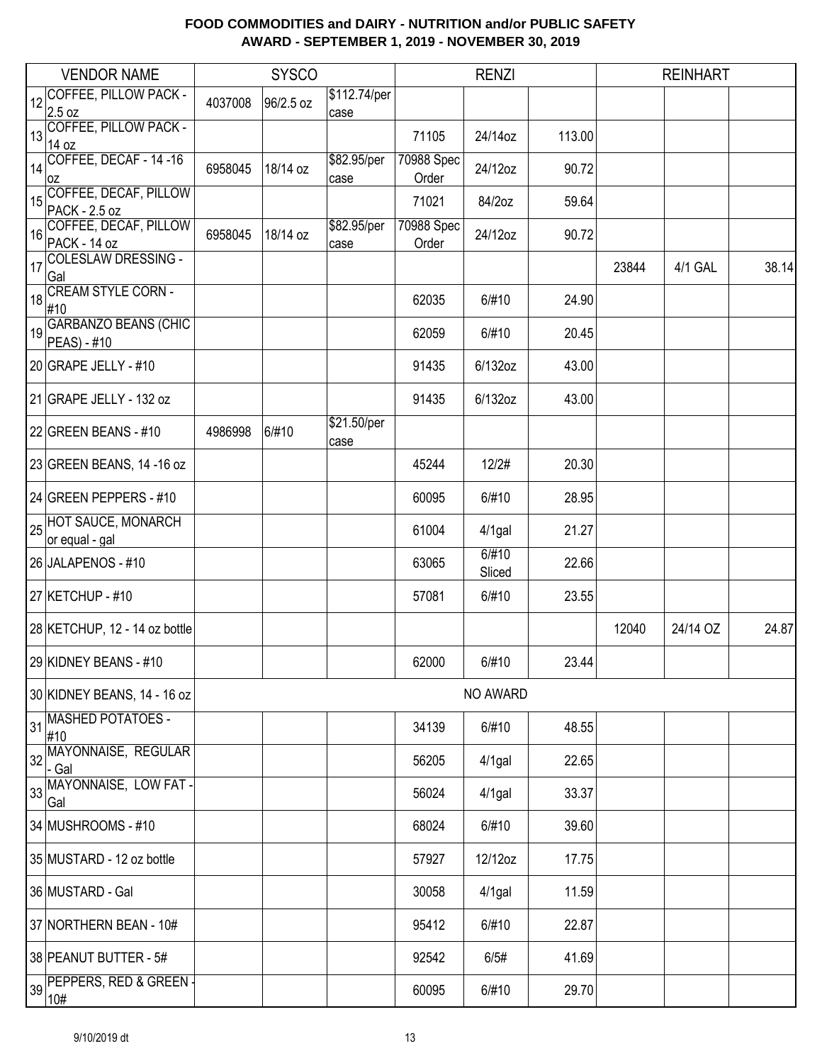# FOOD COMMODITIES and DAIRY - NUTRITION and/or PUBLIC SAFETY
## AWARD - SEPTEMBER 1, 2019 - NOVEMBER 30, 2019

| | VENDOR NAME | SYSCO | | | RENZI | | | REINHART | | |
|---|---|---|---|---|---|---|---|---|---|---|
| 12 | COFFEE, PILLOW PACK - 2.5 oz | 4037008 | 96/2.5 oz | $112.74/per case | | | | | | |
| 13 | COFFEE, PILLOW PACK - 14 oz | | | | 71105 | 24/14oz | 113.00 | | | |
| 14 | COFFEE, DECAF - 14 -16 oz | 6958045 | 18/14 oz | $82.95/per case | 70988 Spec Order | 24/12oz | 90.72 | | | |
| 15 | COFFEE, DECAF, PILLOW PACK - 2.5 oz | | | | 71021 | 84/2oz | 59.64 | | | |
| 16 | COFFEE, DECAF, PILLOW PACK - 14 oz | 6958045 | 18/14 oz | $82.95/per case | 70988 Spec Order | 24/12oz | 90.72 | | | |
| 17 | COLESLAW DRESSING - Gal | | | | | | | 23844 | 4/1 GAL | 38.14 |
| 18 | CREAM STYLE CORN - #10 | | | | 62035 | 6/#10 | 24.90 | | | |
| 19 | GARBANZO BEANS (CHIC PEAS) - #10 | | | | 62059 | 6/#10 | 20.45 | | | |
| 20 | GRAPE JELLY - #10 | | | | 91435 | 6/132oz | 43.00 | | | |
| 21 | GRAPE JELLY - 132 oz | | | | 91435 | 6/132oz | 43.00 | | | |
| 22 | GREEN BEANS - #10 | 4986998 | 6/#10 | $21.50/per case | | | | | | |
| 23 | GREEN BEANS, 14 -16 oz | | | | 45244 | 12/2# | 20.30 | | | |
| 24 | GREEN PEPPERS - #10 | | | | 60095 | 6/#10 | 28.95 | | | |
| 25 | HOT SAUCE, MONARCH or equal - gal | | | | 61004 | 4/1gal | 21.27 | | | |
| 26 | JALAPENOS - #10 | | | | 63065 | 6/#10 Sliced | 22.66 | | | |
| 27 | KETCHUP - #10 | | | | 57081 | 6/#10 | 23.55 | | | |
| 28 | KETCHUP, 12 - 14 oz bottle | | | | | | | 12040 | 24/14 OZ | 24.87 |
| 29 | KIDNEY BEANS - #10 | | | | 62000 | 6/#10 | 23.44 | | | |
| 30 | KIDNEY BEANS, 14 - 16 oz | | | | | NO AWARD | | | | |
| 31 | MASHED POTATOES - #10 | | | | 34139 | 6/#10 | 48.55 | | | |
| 32 | MAYONNAISE, REGULAR - Gal | | | | 56205 | 4/1gal | 22.65 | | | |
| 33 | MAYONNAISE, LOW FAT - Gal | | | | 56024 | 4/1gal | 33.37 | | | |
| 34 | MUSHROOMS - #10 | | | | 68024 | 6/#10 | 39.60 | | | |
| 35 | MUSTARD - 12 oz bottle | | | | 57927 | 12/12oz | 17.75 | | | |
| 36 | MUSTARD - Gal | | | | 30058 | 4/1gal | 11.59 | | | |
| 37 | NORTHERN BEAN - 10# | | | | 95412 | 6/#10 | 22.87 | | | |
| 38 | PEANUT BUTTER - 5# | | | | 92542 | 6/5# | 41.69 | | | |
| 39 | PEPPERS, RED & GREEN - 10# | | | | 60095 | 6/#10 | 29.70 | | | |

9/10/2019 dt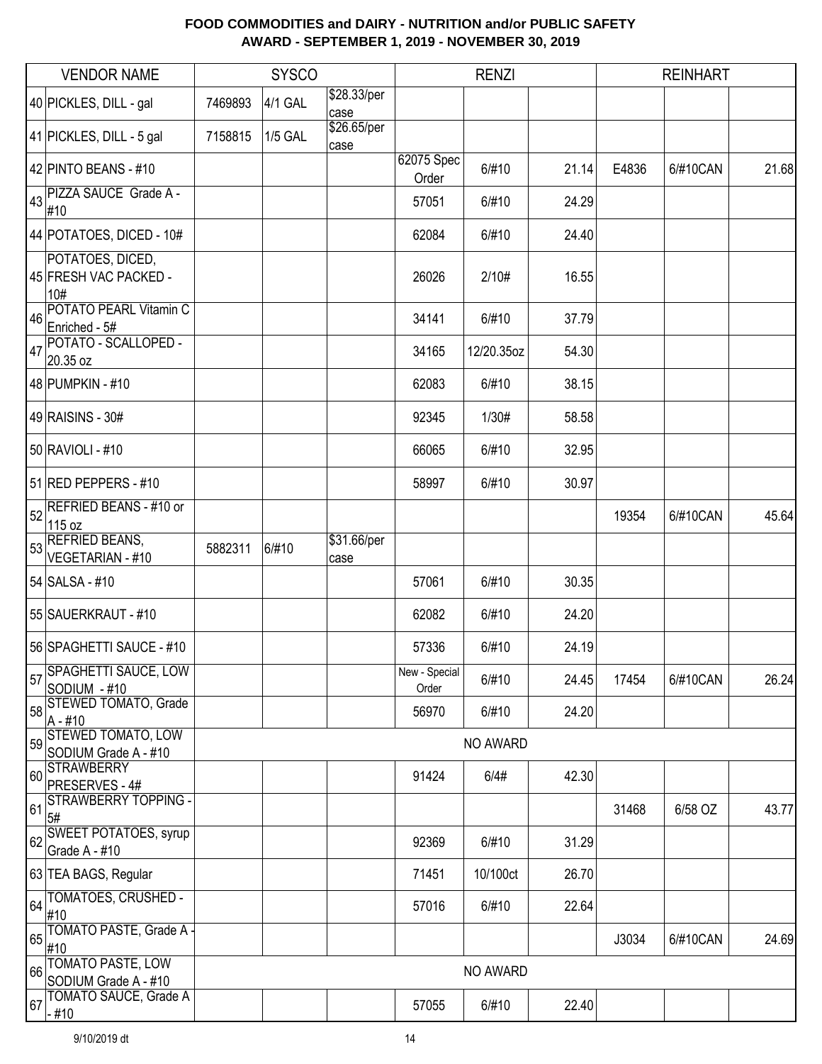# FOOD COMMODITIES and DAIRY - NUTRITION and/or PUBLIC SAFETY
## AWARD - SEPTEMBER 1, 2019 - NOVEMBER 30, 2019

| | VENDOR NAME | SYSCO | | | RENZI | | | REINHART | | |
|---|---|---|---|---|---|---|---|---|---|---|
| 40 | PICKLES, DILL - gal | 7469893 | 4/1 GAL | $28.33/per case | | | | | | |
| 41 | PICKLES, DILL - 5 gal | 7158815 | 1/5 GAL | $26.65/per case | | | | | | |
| 42 | PINTO BEANS - #10 | | | | 62075 Spec Order | 6/#10 | 21.14 | E4836 | 6/#10CAN | 21.68 |
| 43 | PIZZA SAUCE Grade A - #10 | | | | 57051 | 6/#10 | 24.29 | | | |
| 44 | POTATOES, DICED - 10# | | | | 62084 | 6/#10 | 24.40 | | | |
| 45 | POTATOES, DICED, FRESH VAC PACKED - 10# | | | | 26026 | 2/10# | 16.55 | | | |
| 46 | POTATO PEARL Vitamin C Enriched - 5# | | | | 34141 | 6/#10 | 37.79 | | | |
| 47 | POTATO - SCALLOPED - 20.35 oz | | | | 34165 | 12/20.35oz | 54.30 | | | |
| 48 | PUMPKIN - #10 | | | | 62083 | 6/#10 | 38.15 | | | |
| 49 | RAISINS - 30# | | | | 92345 | 1/30# | 58.58 | | | |
| 50 | RAVIOLI - #10 | | | | 66065 | 6/#10 | 32.95 | | | |
| 51 | RED PEPPERS - #10 | | | | 58997 | 6/#10 | 30.97 | | | |
| 52 | REFRIED BEANS - #10 or 115 oz | | | | | | | 19354 | 6/#10CAN | 45.64 |
| 53 | REFRIED BEANS, VEGETARIAN - #10 | 5882311 | 6/#10 | $31.66/per case | | | | | | |
| 54 | SALSA - #10 | | | | 57061 | 6/#10 | 30.35 | | | |
| 55 | SAUERKRAUT - #10 | | | | 62082 | 6/#10 | 24.20 | | | |
| 56 | SPAGHETTI SAUCE - #10 | | | | 57336 | 6/#10 | 24.19 | | | |
| 57 | SPAGHETTI SAUCE, LOW SODIUM - #10 | | | | New - Special Order | 6/#10 | 24.45 | 17454 | 6/#10CAN | 26.24 |
| 58 | STEWED TOMATO, Grade A - #10 | | | | 56970 | 6/#10 | 24.20 | | | |
| 59 | STEWED TOMATO, LOW SODIUM Grade A - #10 | NO AWARD | | | | | | | | |
| 60 | STRAWBERRY PRESERVES - 4# | | | | 91424 | 6/4# | 42.30 | | | |
| 61 | STRAWBERRY TOPPING - 5# | | | | | | | 31468 | 6/58 OZ | 43.77 |
| 62 | SWEET POTATOES, syrup Grade A - #10 | | | | 92369 | 6/#10 | 31.29 | | | |
| 63 | TEA BAGS, Regular | | | | 71451 | 10/100ct | 26.70 | | | |
| 64 | TOMATOES, CRUSHED - #10 | | | | 57016 | 6/#10 | 22.64 | | | |
| 65 | TOMATO PASTE, Grade A - #10 | | | | | | | J3034 | 6/#10CAN | 24.69 |
| 66 | TOMATO PASTE, LOW SODIUM Grade A - #10 | NO AWARD | | | | | | | | |
| 67 | TOMATO SAUCE, Grade A - #10 | | | | 57055 | 6/#10 | 22.40 | | | |

9/10/2019 dt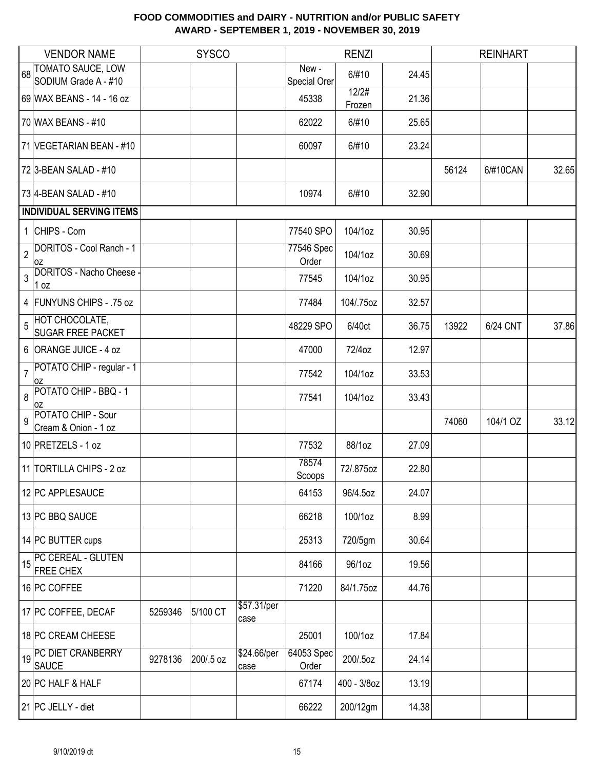# FOOD COMMODITIES and DAIRY - NUTRITION and/or PUBLIC SAFETY
## AWARD - SEPTEMBER 1, 2019 - NOVEMBER 30, 2019

| | VENDOR NAME | SYSCO | | | RENZI | | | REINHART | | |
|---|---|---|---|---|---|---|---|---|---|---|
| 68 | TOMATO SAUCE, LOW SODIUM Grade A - #10 | | | | New - Special Orer | 6/#10 | 24.45 | | | |
| 69 | WAX BEANS - 14 - 16 oz | | | | 45338 | 12/2# Frozen | 21.36 | | | |
| 70 | WAX BEANS - #10 | | | | 62022 | 6/#10 | 25.65 | | | |
| 71 | VEGETARIAN BEAN - #10 | | | | 60097 | 6/#10 | 23.24 | | | |
| 72 | 3-BEAN SALAD - #10 | | | | | | | 56124 | 6/#10CAN | 32.65 |
| 73 | 4-BEAN SALAD - #10 | | | | 10974 | 6/#10 | 32.90 | | | |
| | **INDIVIDUAL SERVING ITEMS** | | | | | | | | | |
| 1 | CHIPS - Corn | | | | 77540 SPO | 104/1oz | 30.95 | | | |
| 2 | DORITOS - Cool Ranch - 1 oz | | | | 77546 Spec Order | 104/1oz | 30.69 | | | |
| 3 | DORITOS - Nacho Cheese - 1 oz | | | | 77545 | 104/1oz | 30.95 | | | |
| 4 | FUNYUNS CHIPS - .75 oz | | | | 77484 | 104/.75oz | 32.57 | | | |
| 5 | HOT CHOCOLATE, SUGAR FREE PACKET | | | | 48229 SPO | 6/40ct | 36.75 | 13922 | 6/24 CNT | 37.86 |
| 6 | ORANGE JUICE - 4 oz | | | | 47000 | 72/4oz | 12.97 | | | |
| 7 | POTATO CHIP - regular - 1 oz | | | | 77542 | 104/1oz | 33.53 | | | |
| 8 | POTATO CHIP - BBQ - 1 oz | | | | 77541 | 104/1oz | 33.43 | | | |
| 9 | POTATO CHIP - Sour Cream & Onion - 1 oz | | | | | | | 74060 | 104/1 OZ | 33.12 |
| 10 | PRETZELS - 1 oz | | | | 77532 | 88/1oz | 27.09 | | | |
| 11 | TORTILLA CHIPS - 2 oz | | | | 78574 Scoops | 72/.875oz | 22.80 | | | |
| 12 | PC APPLESAUCE | | | | 64153 | 96/4.5oz | 24.07 | | | |
| 13 | PC BBQ SAUCE | | | | 66218 | 100/1oz | 8.99 | | | |
| 14 | PC BUTTER cups | | | | 25313 | 720/5gm | 30.64 | | | |
| 15 | PC CEREAL - GLUTEN FREE CHEX | | | | 84166 | 96/1oz | 19.56 | | | |
| 16 | PC COFFEE | | | | 71220 | 84/1.75oz | 44.76 | | | |
| 17 | PC COFFEE, DECAF | 5259346 | 5/100 CT | $57.31/per case | | | | | | |
| 18 | PC CREAM CHEESE | | | | 25001 | 100/1oz | 17.84 | | | |
| 19 | PC DIET CRANBERRY SAUCE | 9278136 | 200/.5 oz | $24.66/per case | 64053 Spec Order | 200/.5oz | 24.14 | | | |
| 20 | PC HALF & HALF | | | | 67174 | 400 - 3/8oz | 13.19 | | | |
| 21 | PC JELLY - diet | | | | 66222 | 200/12gm | 14.38 | | | |

9/10/2019 dt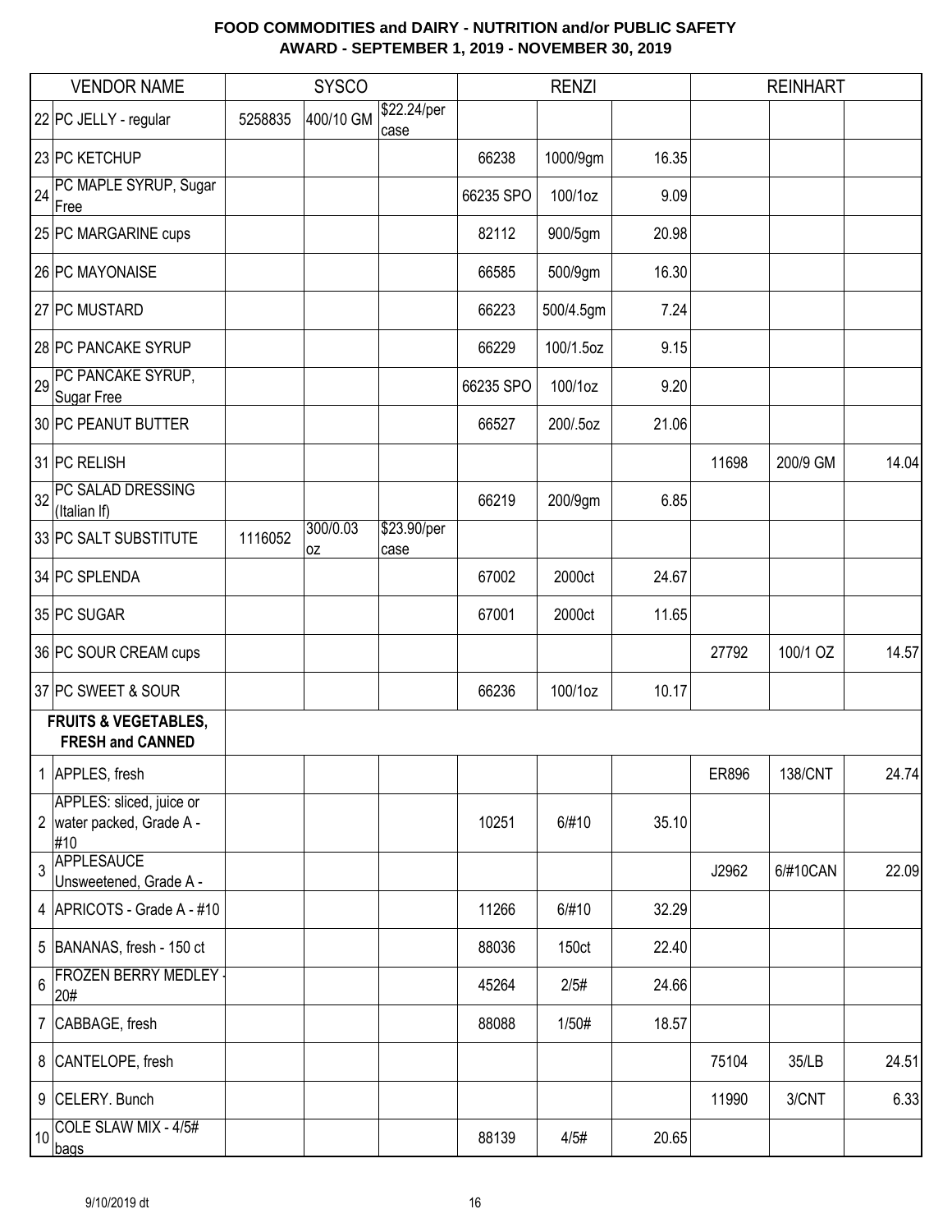# FOOD COMMODITIES and DAIRY - NUTRITION and/or PUBLIC SAFETY
## AWARD - SEPTEMBER 1, 2019 - NOVEMBER 30, 2019

| | VENDOR NAME | SYSCO | | | RENZI | | | REINHART | | |
|---|---|---|---|---|---|---|---|---|---|---|
| 22 | PC JELLY - regular | 5258835 | 400/10 GM | $22.24/per case | | | | | | |
| 23 | PC KETCHUP | | | | 66238 | 1000/9gm | 16.35 | | | |
| 24 | PC MAPLE SYRUP, Sugar Free | | | | 66235 SPO | 100/1oz | 9.09 | | | |
| 25 | PC MARGARINE cups | | | | 82112 | 900/5gm | 20.98 | | | |
| 26 | PC MAYONAISE | | | | 66585 | 500/9gm | 16.30 | | | |
| 27 | PC MUSTARD | | | | 66223 | 500/4.5gm | 7.24 | | | |
| 28 | PC PANCAKE SYRUP | | | | 66229 | 100/1.5oz | 9.15 | | | |
| 29 | PC PANCAKE SYRUP, Sugar Free | | | | 66235 SPO | 100/1oz | 9.20 | | | |
| 30 | PC PEANUT BUTTER | | | | 66527 | 200/.5oz | 21.06 | | | |
| 31 | PC RELISH | | | | | | | 11698 | 200/9 GM | 14.04 |
| 32 | PC SALAD DRESSING (Italian lf) | | | | 66219 | 200/9gm | 6.85 | | | |
| 33 | PC SALT SUBSTITUTE | 1116052 | 300/0.03 oz | $23.90/per case | | | | | | |
| 34 | PC SPLENDA | | | | 67002 | 2000ct | 24.67 | | | |
| 35 | PC SUGAR | | | | 67001 | 2000ct | 11.65 | | | |
| 36 | PC SOUR CREAM cups | | | | | | | 27792 | 100/1 OZ | 14.57 |
| 37 | PC SWEET & SOUR | | | | 66236 | 100/1oz | 10.17 | | | |
| | **FRUITS & VEGETABLES, FRESH and CANNED** | | | | | | | | | |
| 1 | APPLES, fresh | | | | | | | ER896 | 138/CNT | 24.74 |
| 2 | APPLES: sliced, juice or water packed, Grade A - #10 | | | | 10251 | 6/#10 | 35.10 | | | |
| 3 | APPLESAUCE Unsweetened, Grade A - | | | | | | | J2962 | 6/#10CAN | 22.09 |
| 4 | APRICOTS - Grade A - #10 | | | | 11266 | 6/#10 | 32.29 | | | |
| 5 | BANANAS, fresh - 150 ct | | | | 88036 | 150ct | 22.40 | | | |
| 6 | FROZEN BERRY MEDLEY - 20# | | | | 45264 | 2/5# | 24.66 | | | |
| 7 | CABBAGE, fresh | | | | 88088 | 1/50# | 18.57 | | | |
| 8 | CANTELOPE, fresh | | | | | | | 75104 | 35/LB | 24.51 |
| 9 | CELERY. Bunch | | | | | | | 11990 | 3/CNT | 6.33 |
| 10 | COLE SLAW MIX - 4/5# bags | | | | 88139 | 4/5# | 20.65 | | | |

9/10/2019 dt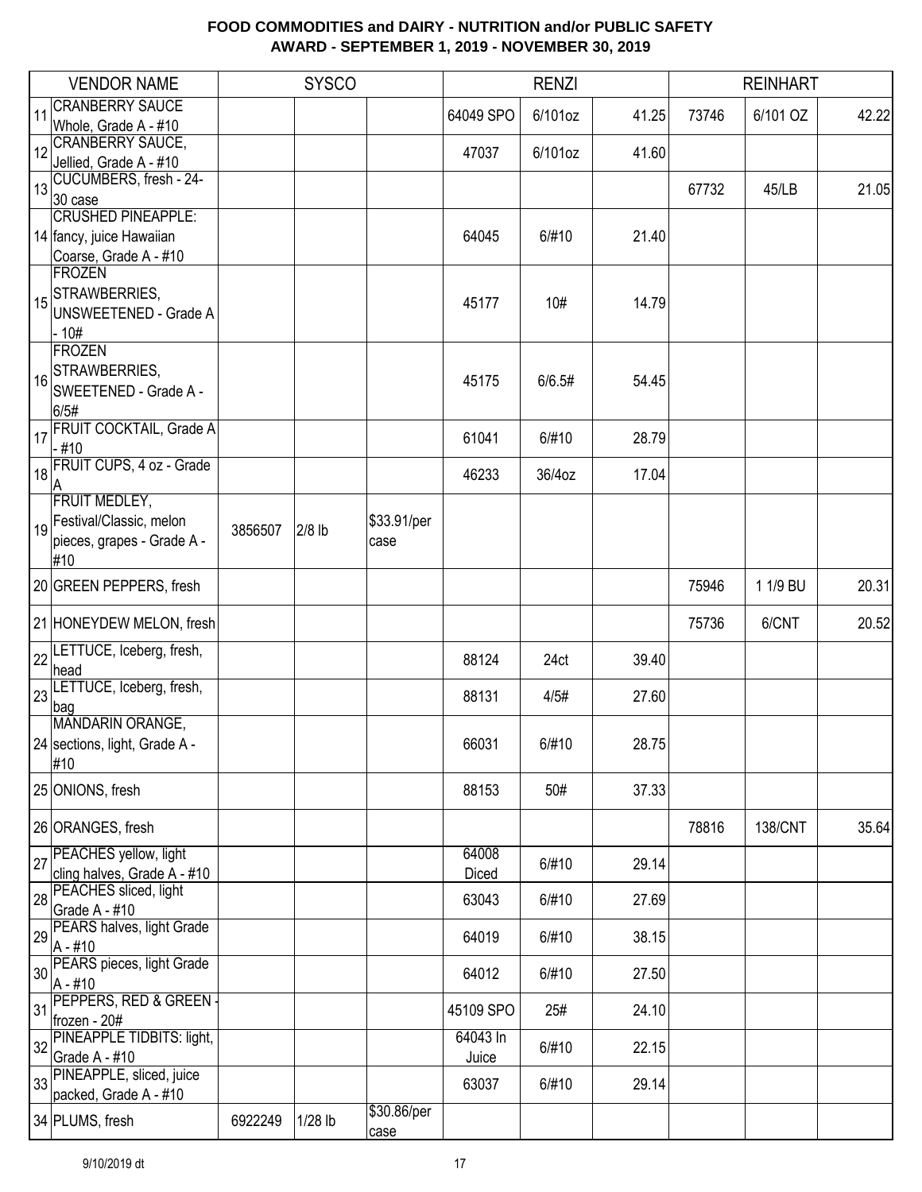**FOOD COMMODITIES and DAIRY - NUTRITION and/or PUBLIC SAFETY**
**AWARD - SEPTEMBER 1, 2019 - NOVEMBER 30, 2019**

| | VENDOR NAME | SYSCO | | | RENZI | | | REINHART | | |
|---|---|---|---|---|---|---|---|---|---|---|
| 11 | CRANBERRY SAUCE Whole, Grade A - #10 | | | | 64049 SPO | 6/101oz | 41.25 | 73746 | 6/101 OZ | 42.22 |
| 12 | CRANBERRY SAUCE, Jellied, Grade A - #10 | | | | 47037 | 6/101oz | 41.60 | | | |
| 13 | CUCUMBERS, fresh - 24-30 case | | | | | | | 67732 | 45/LB | 21.05 |
| 14 | CRUSHED PINEAPPLE: fancy, juice Hawaiian Coarse, Grade A - #10 | | | | 64045 | 6/#10 | 21.40 | | | |
| 15 | FROZEN STRAWBERRIES, UNSWEETENED - Grade A - 10# | | | | 45177 | 10# | 14.79 | | | |
| 16 | FROZEN STRAWBERRIES, SWEETENED - Grade A - 6/5# | | | | 45175 | 6/6.5# | 54.45 | | | |
| 17 | FRUIT COCKTAIL, Grade A - #10 | | | | 61041 | 6/#10 | 28.79 | | | |
| 18 | FRUIT CUPS, 4 oz - Grade A | | | | 46233 | 36/4oz | 17.04 | | | |
| 19 | FRUIT MEDLEY, Festival/Classic, melon pieces, grapes - Grade A - #10 | 3856507 | 2/8 lb | $33.91/per case | | | | | | |
| 20 | GREEN PEPPERS, fresh | | | | | | | 75946 | 1 1/9 BU | 20.31 |
| 21 | HONEYDEW MELON, fresh | | | | | | | 75736 | 6/CNT | 20.52 |
| 22 | LETTUCE, Iceberg, fresh, head | | | | 88124 | 24ct | 39.40 | | | |
| 23 | LETTUCE, Iceberg, fresh, bag | | | | 88131 | 4/5# | 27.60 | | | |
| 24 | MANDARIN ORANGE, sections, light, Grade A - #10 | | | | 66031 | 6/#10 | 28.75 | | | |
| 25 | ONIONS, fresh | | | | 88153 | 50# | 37.33 | | | |
| 26 | ORANGES, fresh | | | | | | | 78816 | 138/CNT | 35.64 |
| 27 | PEACHES yellow, light cling halves, Grade A - #10 | | | | 64008 Diced | 6/#10 | 29.14 | | | |
| 28 | PEACHES sliced, light Grade A - #10 | | | | 63043 | 6/#10 | 27.69 | | | |
| 29 | PEARS halves, light Grade A - #10 | | | | 64019 | 6/#10 | 38.15 | | | |
| 30 | PEARS pieces, light Grade A - #10 | | | | 64012 | 6/#10 | 27.50 | | | |
| 31 | PEPPERS, RED & GREEN - frozen - 20# | | | | 45109 SPO | 25# | 24.10 | | | |
| 32 | PINEAPPLE TIDBITS: light, Grade A - #10 | | | | 64043 In Juice | 6/#10 | 22.15 | | | |
| 33 | PINEAPPLE, sliced, juice packed, Grade A - #10 | | | | 63037 | 6/#10 | 29.14 | | | |
| 34 | PLUMS, fresh | 6922249 | 1/28 lb | $30.86/per case | | | | | | |

9/10/2019 dt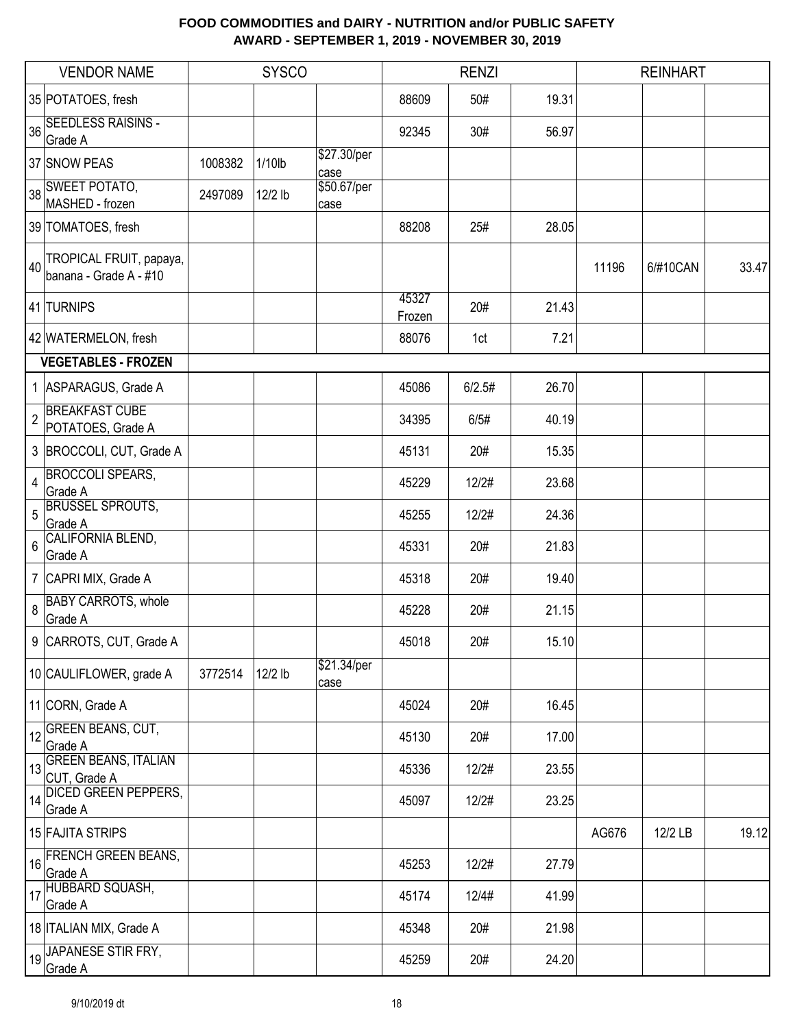# FOOD COMMODITIES and DAIRY - NUTRITION and/or PUBLIC SAFETY
## AWARD - SEPTEMBER 1, 2019 - NOVEMBER 30, 2019

| | VENDOR NAME | SYSCO | | | RENZI | | | REINHART | | |
|---|---|---|---|---|---|---|---|---|---|---|
| 35 | POTATOES, fresh | | | | 88609 | 50# | 19.31 | | | |
| 36 | SEEDLESS RAISINS - Grade A | | | | 92345 | 30# | 56.97 | | | |
| 37 | SNOW PEAS | 1008382 | 1/10lb | $27.30/per case | | | | | | |
| 38 | SWEET POTATO, MASHED - frozen | 2497089 | 12/2 lb | $50.67/per case | | | | | | |
| 39 | TOMATOES, fresh | | | | 88208 | 25# | 28.05 | | | |
| 40 | TROPICAL FRUIT, papaya, banana - Grade A - #10 | | | | | | | 11196 | 6/#10CAN | 33.47 |
| 41 | TURNIPS | | | | 45327 Frozen | 20# | 21.43 | | | |
| 42 | WATERMELON, fresh | | | | 88076 | 1ct | 7.21 | | | |
| | **VEGETABLES - FROZEN** | | | | | | | | | |
| 1 | ASPARAGUS, Grade A | | | | 45086 | 6/2.5# | 26.70 | | | |
| 2 | BREAKFAST CUBE POTATOES, Grade A | | | | 34395 | 6/5# | 40.19 | | | |
| 3 | BROCCOLI, CUT, Grade A | | | | 45131 | 20# | 15.35 | | | |
| 4 | BROCCOLI SPEARS, Grade A | | | | 45229 | 12/2# | 23.68 | | | |
| 5 | BRUSSEL SPROUTS, Grade A | | | | 45255 | 12/2# | 24.36 | | | |
| 6 | CALIFORNIA BLEND, Grade A | | | | 45331 | 20# | 21.83 | | | |
| 7 | CAPRI MIX, Grade A | | | | 45318 | 20# | 19.40 | | | |
| 8 | BABY CARROTS, whole Grade A | | | | 45228 | 20# | 21.15 | | | |
| 9 | CARROTS, CUT, Grade A | | | | 45018 | 20# | 15.10 | | | |
| 10 | CAULIFLOWER, grade A | 3772514 | 12/2 lb | $21.34/per case | | | | | | |
| 11 | CORN, Grade A | | | | 45024 | 20# | 16.45 | | | |
| 12 | GREEN BEANS, CUT, Grade A | | | | 45130 | 20# | 17.00 | | | |
| 13 | GREEN BEANS, ITALIAN CUT, Grade A | | | | 45336 | 12/2# | 23.55 | | | |
| 14 | DICED GREEN PEPPERS, Grade A | | | | 45097 | 12/2# | 23.25 | | | |
| 15 | FAJITA STRIPS | | | | | | | AG676 | 12/2 LB | 19.12 |
| 16 | FRENCH GREEN BEANS, Grade A | | | | 45253 | 12/2# | 27.79 | | | |
| 17 | HUBBARD SQUASH, Grade A | | | | 45174 | 12/4# | 41.99 | | | |
| 18 | ITALIAN MIX, Grade A | | | | 45348 | 20# | 21.98 | | | |
| 19 | JAPANESE STIR FRY, Grade A | | | | 45259 | 20# | 24.20 | | | |

9/10/2019 dt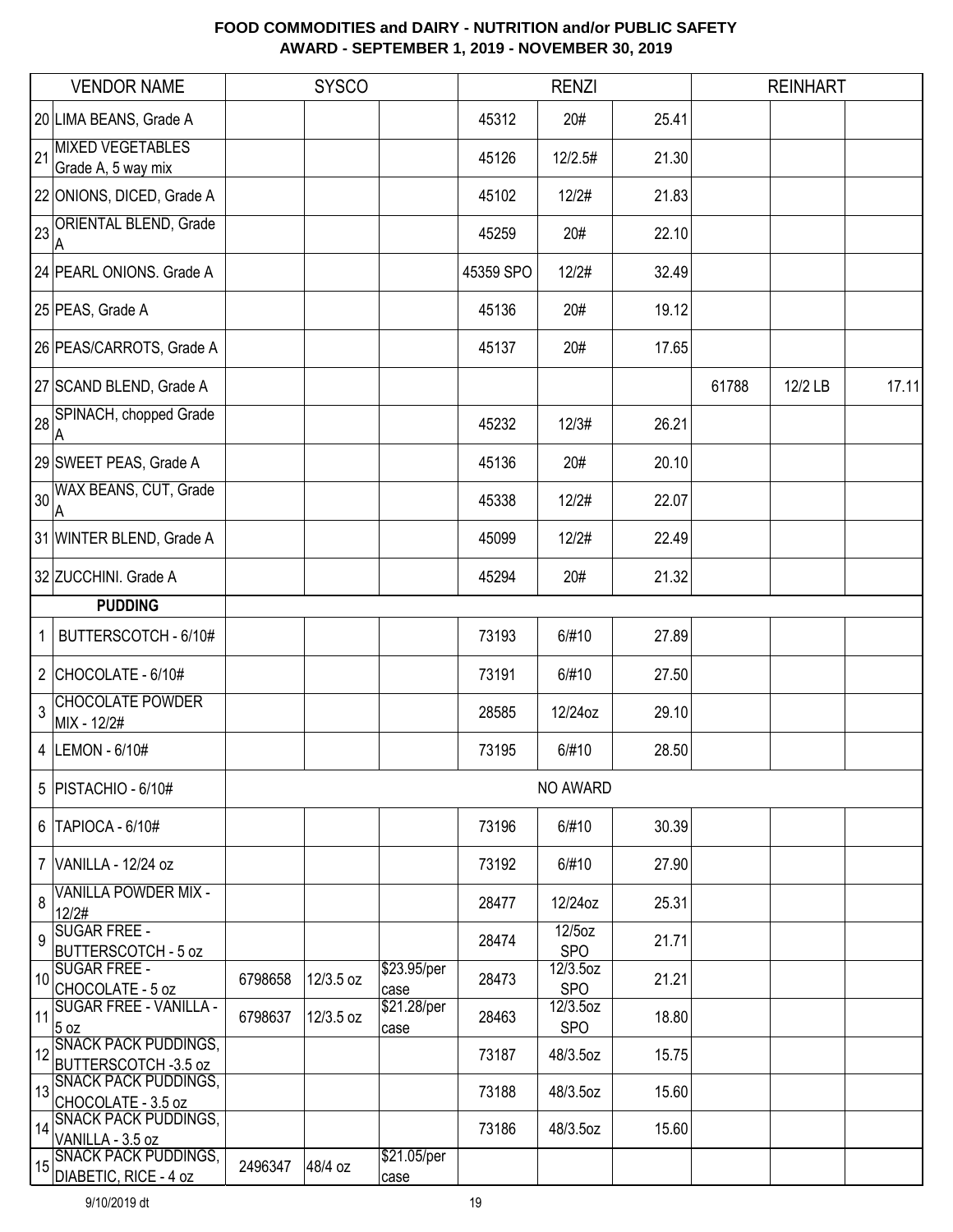# FOOD COMMODITIES and DAIRY - NUTRITION and/or PUBLIC SAFETY
## AWARD - SEPTEMBER 1, 2019 - NOVEMBER 30, 2019

| | VENDOR NAME | SYSCO | | | RENZI | | | REINHART | | |
|---|---|---|---|---|---|---|---|---|---|---|
| 20 | LIMA BEANS, Grade A | | | | 45312 | 20# | 25.41 | | | |
| 21 | MIXED VEGETABLES Grade A, 5 way mix | | | | 45126 | 12/2.5# | 21.30 | | | |
| 22 | ONIONS, DICED, Grade A | | | | 45102 | 12/2# | 21.83 | | | |
| 23 | ORIENTAL BLEND, Grade A | | | | 45259 | 20# | 22.10 | | | |
| 24 | PEARL ONIONS. Grade A | | | | 45359 SPO | 12/2# | 32.49 | | | |
| 25 | PEAS, Grade A | | | | 45136 | 20# | 19.12 | | | |
| 26 | PEAS/CARROTS, Grade A | | | | 45137 | 20# | 17.65 | | | |
| 27 | SCAND BLEND, Grade A | | | | | | | 61788 | 12/2 LB | 17.11 |
| 28 | SPINACH, chopped Grade A | | | | 45232 | 12/3# | 26.21 | | | |
| 29 | SWEET PEAS, Grade A | | | | 45136 | 20# | 20.10 | | | |
| 30 | WAX BEANS, CUT, Grade A | | | | 45338 | 12/2# | 22.07 | | | |
| 31 | WINTER BLEND, Grade A | | | | 45099 | 12/2# | 22.49 | | | |
| 32 | ZUCCHINI. Grade A | | | | 45294 | 20# | 21.32 | | | |
| | **PUDDING** | | | | | | | | | |
| 1 | BUTTERSCOTCH - 6/10# | | | | 73193 | 6/#10 | 27.89 | | | |
| 2 | CHOCOLATE - 6/10# | | | | 73191 | 6/#10 | 27.50 | | | |
| 3 | CHOCOLATE POWDER MIX - 12/2# | | | | 28585 | 12/24oz | 29.10 | | | |
| 4 | LEMON - 6/10# | | | | 73195 | 6/#10 | 28.50 | | | |
| 5 | PISTACHIO - 6/10# | NO AWARD | | | | | | | | |
| 6 | TAPIOCA - 6/10# | | | | 73196 | 6/#10 | 30.39 | | | |
| 7 | VANILLA - 12/24 oz | | | | 73192 | 6/#10 | 27.90 | | | |
| 8 | VANILLA POWDER MIX - 12/2# | | | | 28477 | 12/24oz | 25.31 | | | |
| 9 | SUGAR FREE - BUTTERSCOTCH - 5 oz | | | | 28474 | 12/5oz SPO | 21.71 | | | |
| 10 | SUGAR FREE - CHOCOLATE - 5 oz | 6798658 | 12/3.5 oz | $23.95/per case | 28473 | 12/3.5oz SPO | 21.21 | | | |
| 11 | SUGAR FREE - VANILLA - 5 oz | 6798637 | 12/3.5 oz | $21.28/per case | 28463 | 12/3.5oz SPO | 18.80 | | | |
| 12 | SNACK PACK PUDDINGS, BUTTERSCOTCH -3.5 oz | | | | 73187 | 48/3.5oz | 15.75 | | | |
| 13 | SNACK PACK PUDDINGS, CHOCOLATE - 3.5 oz | | | | 73188 | 48/3.5oz | 15.60 | | | |
| 14 | SNACK PACK PUDDINGS, VANILLA - 3.5 oz | | | | 73186 | 48/3.5oz | 15.60 | | | |
| 15 | SNACK PACK PUDDINGS, DIABETIC, RICE - 4 oz | 2496347 | 48/4 oz | $21.05/per case | | | | | | |

9/10/2019 dt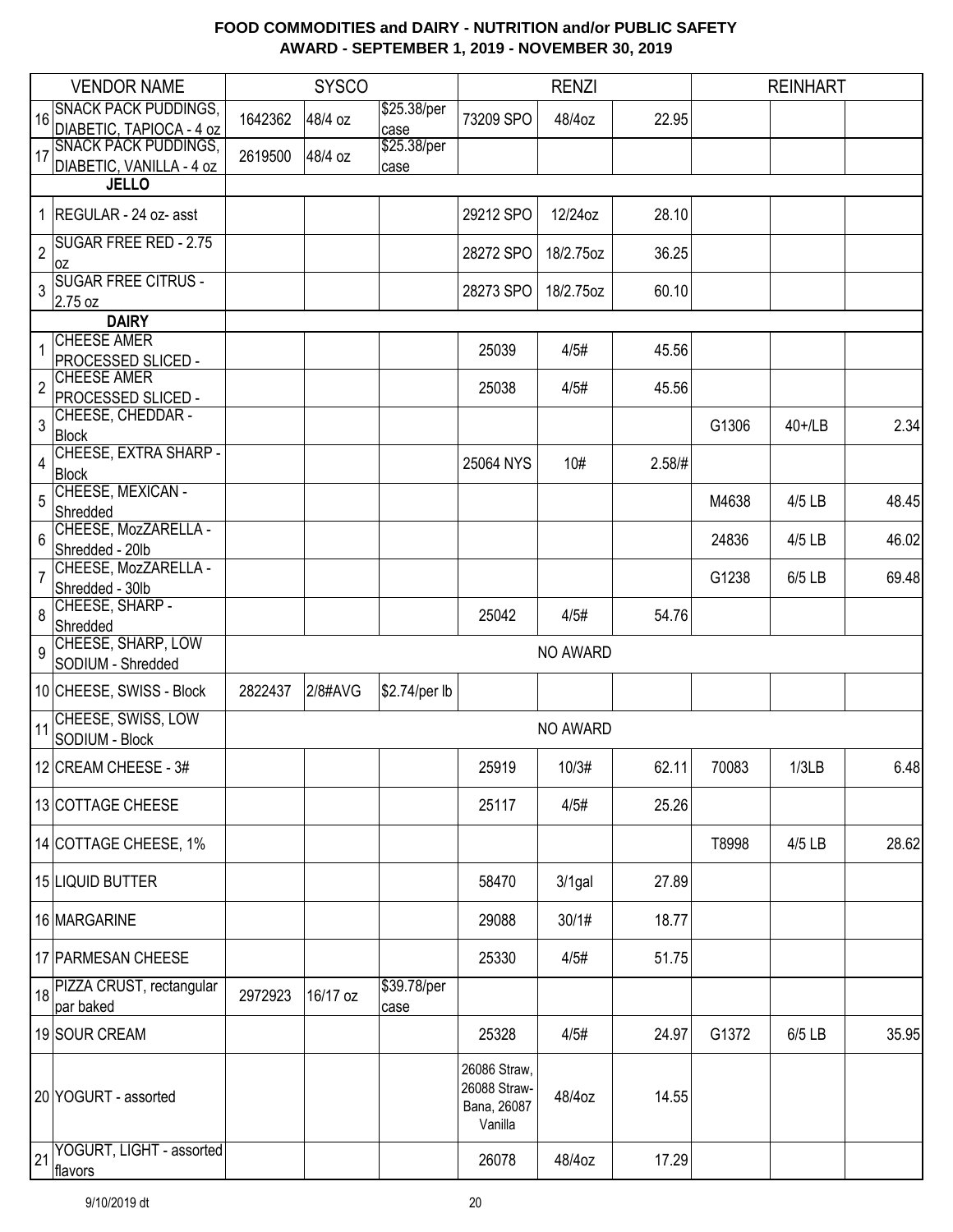# FOOD COMMODITIES and DAIRY - NUTRITION and/or PUBLIC SAFETY
## AWARD - SEPTEMBER 1, 2019 - NOVEMBER 30, 2019

| | VENDOR NAME | SYSCO | | | RENZI | | | REINHART | | |
|---|---|---|---|---|---|---|---|---|---|---|
| 16 | SNACK PACK PUDDINGS, DIABETIC, TAPIOCA - 4 oz | 1642362 | 48/4 oz | \$25.38/per case | 73209 SPO | 48/4oz | 22.95 | | | |
| 17 | SNACK PACK PUDDINGS, DIABETIC, VANILLA - 4 oz | 2619500 | 48/4 oz | \$25.38/per case | | | | | | |
| | **JELLO** | | | | | | | | | |
| 1 | REGULAR - 24 oz- asst | | | | 29212 SPO | 12/24oz | 28.10 | | | |
| 2 | SUGAR FREE RED - 2.75 oz | | | | 28272 SPO | 18/2.75oz | 36.25 | | | |
| 3 | SUGAR FREE CITRUS - 2.75 oz | | | | 28273 SPO | 18/2.75oz | 60.10 | | | |
| | **DAIRY** | | | | | | | | | |
| 1 | CHEESE AMER PROCESSED SLICED - | | | | 25039 | 4/5# | 45.56 | | | |
| 2 | CHEESE AMER PROCESSED SLICED - | | | | 25038 | 4/5# | 45.56 | | | |
| 3 | CHEESE, CHEDDAR - Block | | | | | | | G1306 | 40+/LB | 2.34 |
| 4 | CHEESE, EXTRA SHARP - Block | | | | 25064 NYS | 10# | 2.58/# | | | |
| 5 | CHEESE, MEXICAN - Shredded | | | | | | | M4638 | 4/5 LB | 48.45 |
| 6 | CHEESE, MozZARELLA - Shredded - 20lb | | | | | | | 24836 | 4/5 LB | 46.02 |
| 7 | CHEESE, MozZARELLA - Shredded - 30lb | | | | | | | G1238 | 6/5 LB | 69.48 |
| 8 | CHEESE, SHARP - Shredded | | | | 25042 | 4/5# | 54.76 | | | |
| 9 | CHEESE, SHARP, LOW SODIUM - Shredded | NO AWARD | | | | | | | | |
| 10 | CHEESE, SWISS - Block | 2822437 | 2/8#AVG | \$2.74/per lb | | | | | | |
| 11 | CHEESE, SWISS, LOW SODIUM - Block | NO AWARD | | | | | | | | |
| 12 | CREAM CHEESE - 3# | | | | 25919 | 10/3# | 62.11 | 70083 | 1/3LB | 6.48 |
| 13 | COTTAGE CHEESE | | | | 25117 | 4/5# | 25.26 | | | |
| 14 | COTTAGE CHEESE, 1% | | | | | | | T8998 | 4/5 LB | 28.62 |
| 15 | LIQUID BUTTER | | | | 58470 | 3/1gal | 27.89 | | | |
| 16 | MARGARINE | | | | 29088 | 30/1# | 18.77 | | | |
| 17 | PARMESAN CHEESE | | | | 25330 | 4/5# | 51.75 | | | |
| 18 | PIZZA CRUST, rectangular par baked | 2972923 | 16/17 oz | \$39.78/per case | | | | | | |
| 19 | SOUR CREAM | | | | 25328 | 4/5# | 24.97 | G1372 | 6/5 LB | 35.95 |
| 20 | YOGURT - assorted | | | | 26086 Straw, 26088 Straw-Bana, 26087 Vanilla | 48/4oz | 14.55 | | | |
| 21 | YOGURT, LIGHT - assorted flavors | | | | 26078 | 48/4oz | 17.29 | | | |

9/10/2019 dt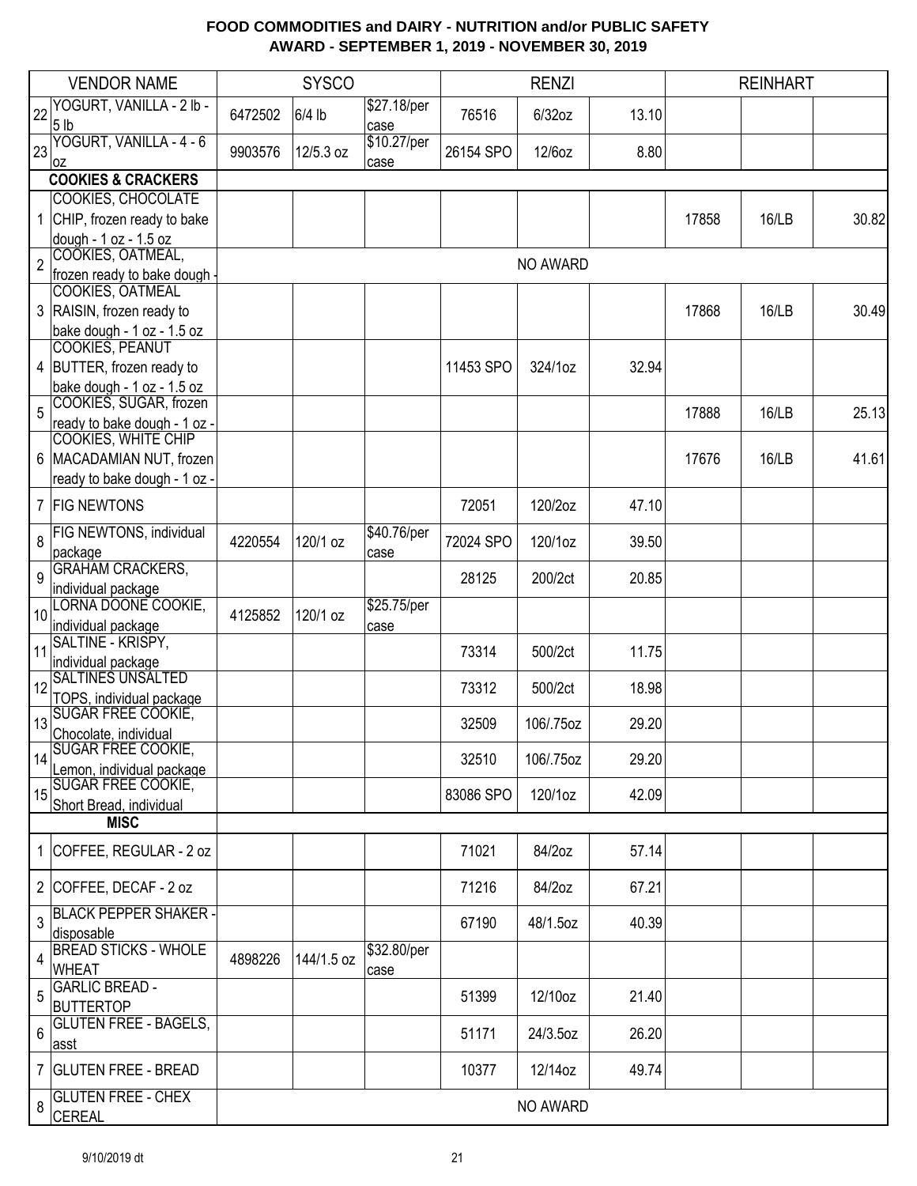# FOOD COMMODITIES and DAIRY - NUTRITION and/or PUBLIC SAFETY
## AWARD - SEPTEMBER 1, 2019 - NOVEMBER 30, 2019

| | VENDOR NAME | SYSCO | | | RENZI | | | REINHART | | |
|---|---|---|---|---|---|---|---|---|---|---|
| 22 | YOGURT, VANILLA - 2 lb - 5 lb | 6472502 | 6/4 lb | $27.18/per case | 76516 | 6/32oz | 13.10 | | | |
| 23 | YOGURT, VANILLA - 4 - 6 oz | 9903576 | 12/5.3 oz | $10.27/per case | 26154 SPO | 12/6oz | 8.80 | | | |
| | **COOKIES & CRACKERS** | | | | | | | | | |
| 1 | COOKIES, CHOCOLATE CHIP, frozen ready to bake dough - 1 oz - 1.5 oz | | | | | | | 17858 | 16/LB | 30.82 |
| 2 | COOKIES, OATMEAL, frozen ready to bake dough - | NO AWARD | | | | | | | | |
| 3 | COOKIES, OATMEAL RAISIN, frozen ready to bake dough - 1 oz - 1.5 oz | | | | | | | 17868 | 16/LB | 30.49 |
| 4 | COOKIES, PEANUT BUTTER, frozen ready to bake dough - 1 oz - 1.5 oz | | | | 11453 SPO | 324/1oz | 32.94 | | | |
| 5 | COOKIES, SUGAR, frozen ready to bake dough - 1 oz - | | | | | | | 17888 | 16/LB | 25.13 |
| 6 | COOKIES, WHITE CHIP MACADAMIAN NUT, frozen ready to bake dough - 1 oz - | | | | | | | 17676 | 16/LB | 41.61 |
| 7 | FIG NEWTONS | | | | 72051 | 120/2oz | 47.10 | | | |
| 8 | FIG NEWTONS, individual package | 4220554 | 120/1 oz | $40.76/per case | 72024 SPO | 120/1oz | 39.50 | | | |
| 9 | GRAHAM CRACKERS, individual package | | | | 28125 | 200/2ct | 20.85 | | | |
| 10 | LORNA DOONE COOKIE, individual package | 4125852 | 120/1 oz | $25.75/per case | | | | | | |
| 11 | SALTINE - KRISPY, individual package | | | | 73314 | 500/2ct | 11.75 | | | |
| 12 | SALTINES UNSALTED TOPS, individual package | | | | 73312 | 500/2ct | 18.98 | | | |
| 13 | SUGAR FREE COOKIE, Chocolate, individual | | | | 32509 | 106/.75oz | 29.20 | | | |
| 14 | SUGAR FREE COOKIE, Lemon, individual package | | | | 32510 | 106/.75oz | 29.20 | | | |
| 15 | SUGAR FREE COOKIE, Short Bread, individual | | | | 83086 SPO | 120/1oz | 42.09 | | | |
| | **MISC** | | | | | | | | | |
| 1 | COFFEE, REGULAR - 2 oz | | | | 71021 | 84/2oz | 57.14 | | | |
| 2 | COFFEE, DECAF - 2 oz | | | | 71216 | 84/2oz | 67.21 | | | |
| 3 | BLACK PEPPER SHAKER - disposable | | | | 67190 | 48/1.5oz | 40.39 | | | |
| 4 | BREAD STICKS - WHOLE WHEAT | 4898226 | 144/1.5 oz | $32.80/per case | | | | | | |
| 5 | GARLIC BREAD - BUTTERTOP | | | | 51399 | 12/10oz | 21.40 | | | |
| 6 | GLUTEN FREE - BAGELS, asst | | | | 51171 | 24/3.5oz | 26.20 | | | |
| 7 | GLUTEN FREE - BREAD | | | | 10377 | 12/14oz | 49.74 | | | |
| 8 | GLUTEN FREE - CHEX CEREAL | NO AWARD | | | | | | | | |

9/10/2019 dt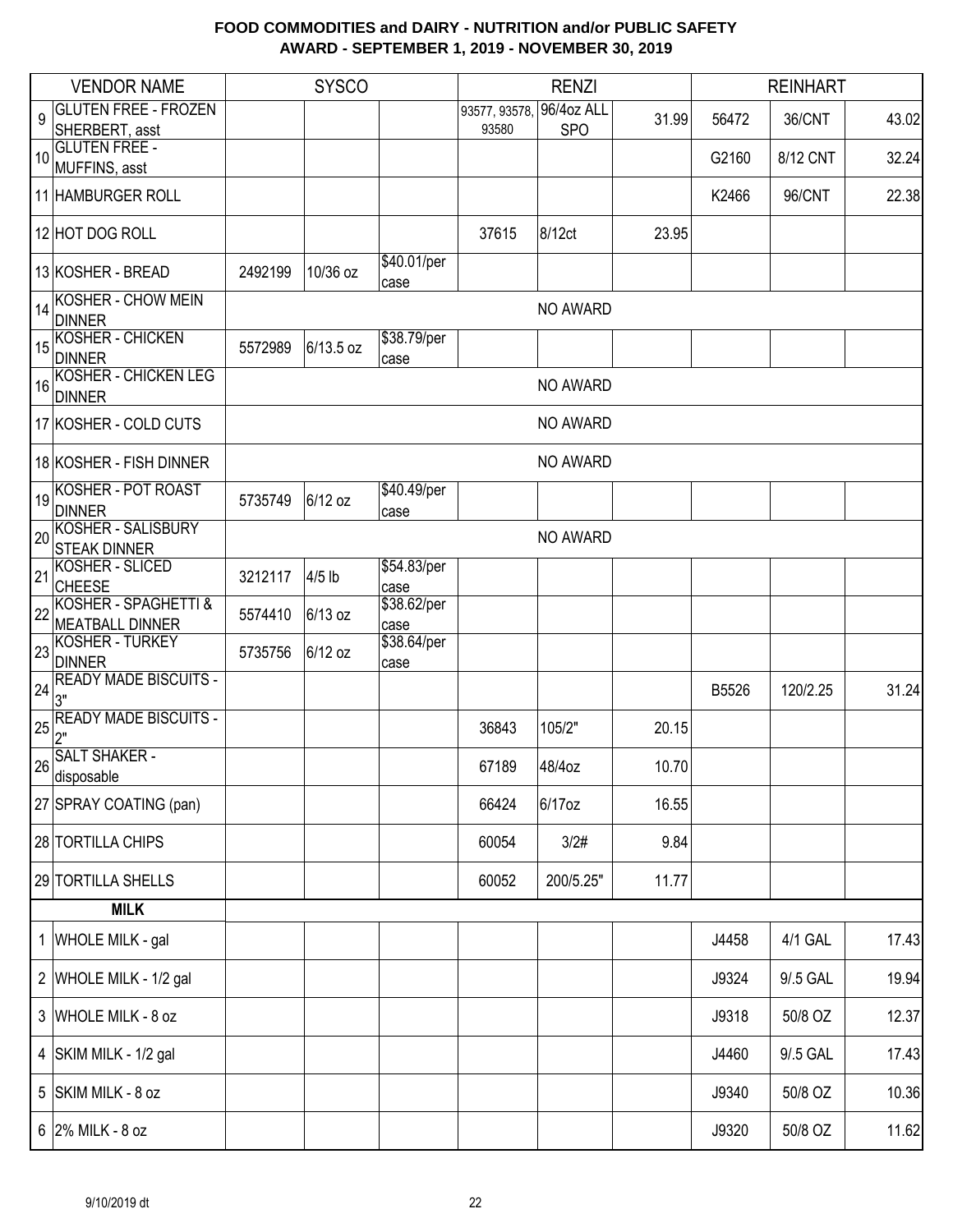**FOOD COMMODITIES and DAIRY - NUTRITION and/or PUBLIC SAFETY**
**AWARD - SEPTEMBER 1, 2019 - NOVEMBER 30, 2019**

| | VENDOR NAME | SYSCO | | | RENZI | | | REINHART | | |
|---|---|---|---|---|---|---|---|---|---|---|
| 9 | GLUTEN FREE - FROZEN SHERBERT, asst | | | | 93577, 93578, 93580 | 96/4oz ALL SPO | 31.99 | 56472 | 36/CNT | 43.02 |
| 10 | GLUTEN FREE - MUFFINS, asst | | | | | | | G2160 | 8/12 CNT | 32.24 |
| 11 | HAMBURGER ROLL | | | | | | | K2466 | 96/CNT | 22.38 |
| 12 | HOT DOG ROLL | | | | 37615 | 8/12ct | 23.95 | | | |
| 13 | KOSHER - BREAD | 2492199 | 10/36 oz | $40.01/per case | | | | | | |
| 14 | KOSHER - CHOW MEIN DINNER | NO AWARD | | | | | | | | |
| 15 | KOSHER - CHICKEN DINNER | 5572989 | 6/13.5 oz | $38.79/per case | | | | | | |
| 16 | KOSHER - CHICKEN LEG DINNER | NO AWARD | | | | | | | | |
| 17 | KOSHER - COLD CUTS | NO AWARD | | | | | | | | |
| 18 | KOSHER - FISH DINNER | NO AWARD | | | | | | | | |
| 19 | KOSHER - POT ROAST DINNER | 5735749 | 6/12 oz | $40.49/per case | | | | | | |
| 20 | KOSHER - SALISBURY STEAK DINNER | NO AWARD | | | | | | | | |
| 21 | KOSHER - SLICED CHEESE | 3212117 | 4/5 lb | $54.83/per case | | | | | | |
| 22 | KOSHER - SPAGHETTI & MEATBALL DINNER | 5574410 | 6/13 oz | $38.62/per case | | | | | | |
| 23 | KOSHER - TURKEY DINNER | 5735756 | 6/12 oz | $38.64/per case | | | | | | |
| 24 | READY MADE BISCUITS - 3" | | | | | | | B5526 | 120/2.25 | 31.24 |
| 25 | READY MADE BISCUITS - 2" | | | | 36843 | 105/2" | 20.15 | | | |
| 26 | SALT SHAKER - disposable | | | | 67189 | 48/4oz | 10.70 | | | |
| 27 | SPRAY COATING (pan) | | | | 66424 | 6/17oz | 16.55 | | | |
| 28 | TORTILLA CHIPS | | | | 60054 | 3/2# | 9.84 | | | |
| 29 | TORTILLA SHELLS | | | | 60052 | 200/5.25" | 11.77 | | | |
| | **MILK** | | | | | | | | | |
| 1 | WHOLE MILK - gal | | | | | | | J4458 | 4/1 GAL | 17.43 |
| 2 | WHOLE MILK - 1/2 gal | | | | | | | J9324 | 9/.5 GAL | 19.94 |
| 3 | WHOLE MILK - 8 oz | | | | | | | J9318 | 50/8 OZ | 12.37 |
| 4 | SKIM MILK - 1/2 gal | | | | | | | J4460 | 9/.5 GAL | 17.43 |
| 5 | SKIM MILK - 8 oz | | | | | | | J9340 | 50/8 OZ | 10.36 |
| 6 | 2% MILK - 8 oz | | | | | | | J9320 | 50/8 OZ | 11.62 |

9/10/2019 dt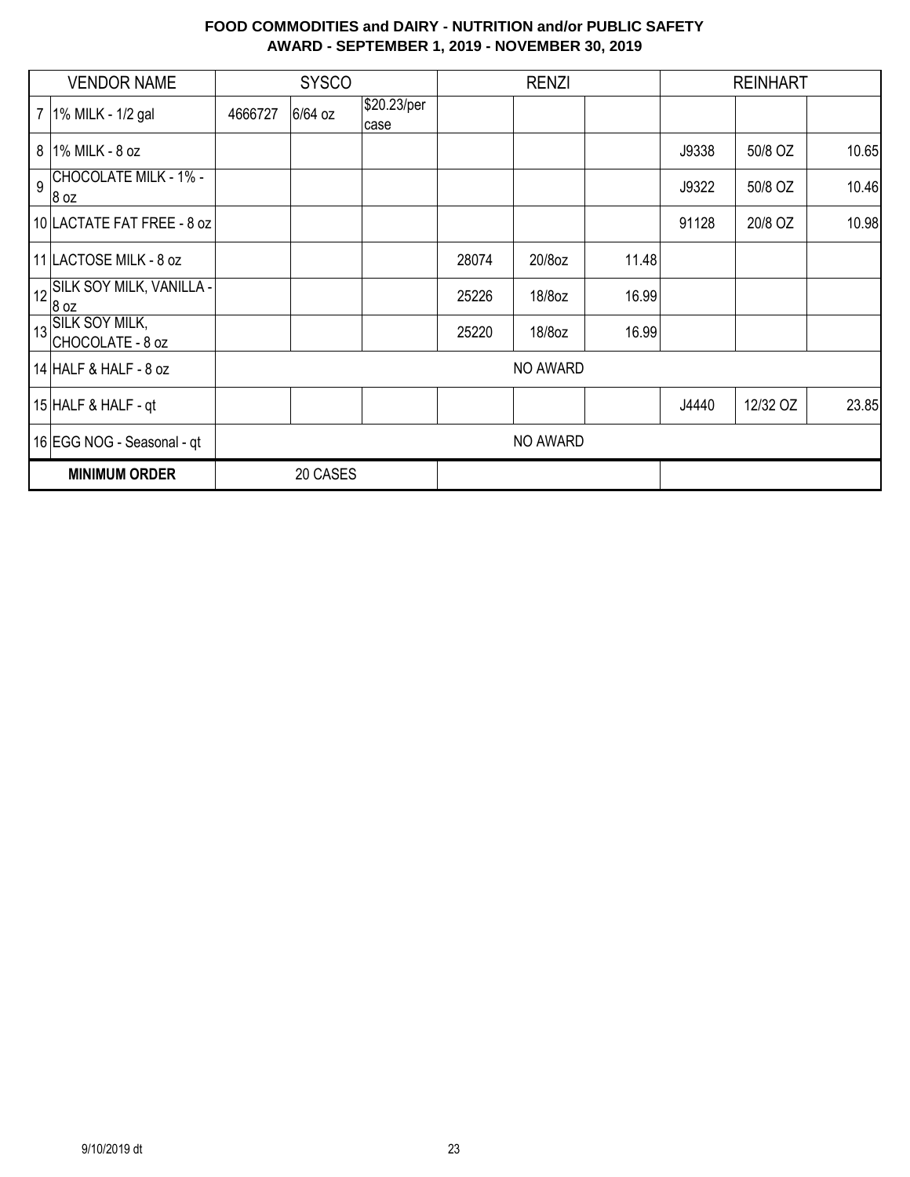**FOOD COMMODITIES and DAIRY - NUTRITION and/or PUBLIC SAFETY**
**AWARD - SEPTEMBER 1, 2019 - NOVEMBER 30, 2019**

| | VENDOR NAME | SYSCO | | | RENZI | | | REINHART | | |
|---|---|---|---|---|---|---|---|---|---|---|
| 7 | 1% MILK - 1/2 gal | 4666727 | 6/64 oz | $20.23/per case | | | | | | |
| 8 | 1% MILK - 8 oz | | | | | | | J9338 | 50/8 OZ | 10.65 |
| 9 | CHOCOLATE MILK - 1% - 8 oz | | | | | | | J9322 | 50/8 OZ | 10.46 |
| 10 | LACTATE FAT FREE - 8 oz | | | | | | | 91128 | 20/8 OZ | 10.98 |
| 11 | LACTOSE MILK - 8 oz | | | | 28074 | 20/8oz | 11.48 | | | |
| 12 | SILK SOY MILK, VANILLA - 8 oz | | | | 25226 | 18/8oz | 16.99 | | | |
| 13 | SILK SOY MILK, CHOCOLATE - 8 oz | | | | 25220 | 18/8oz | 16.99 | | | |
| 14 | HALF & HALF - 8 oz | NO AWARD | | | | | | | | |
| 15 | HALF & HALF - qt | | | | | | | J4440 | 12/32 OZ | 23.85 |
| 16 | EGG NOG - Seasonal - qt | NO AWARD | | | | | | | | |
| | **MINIMUM ORDER** | 20 CASES | | | | | | | | |

9/10/2019 dt